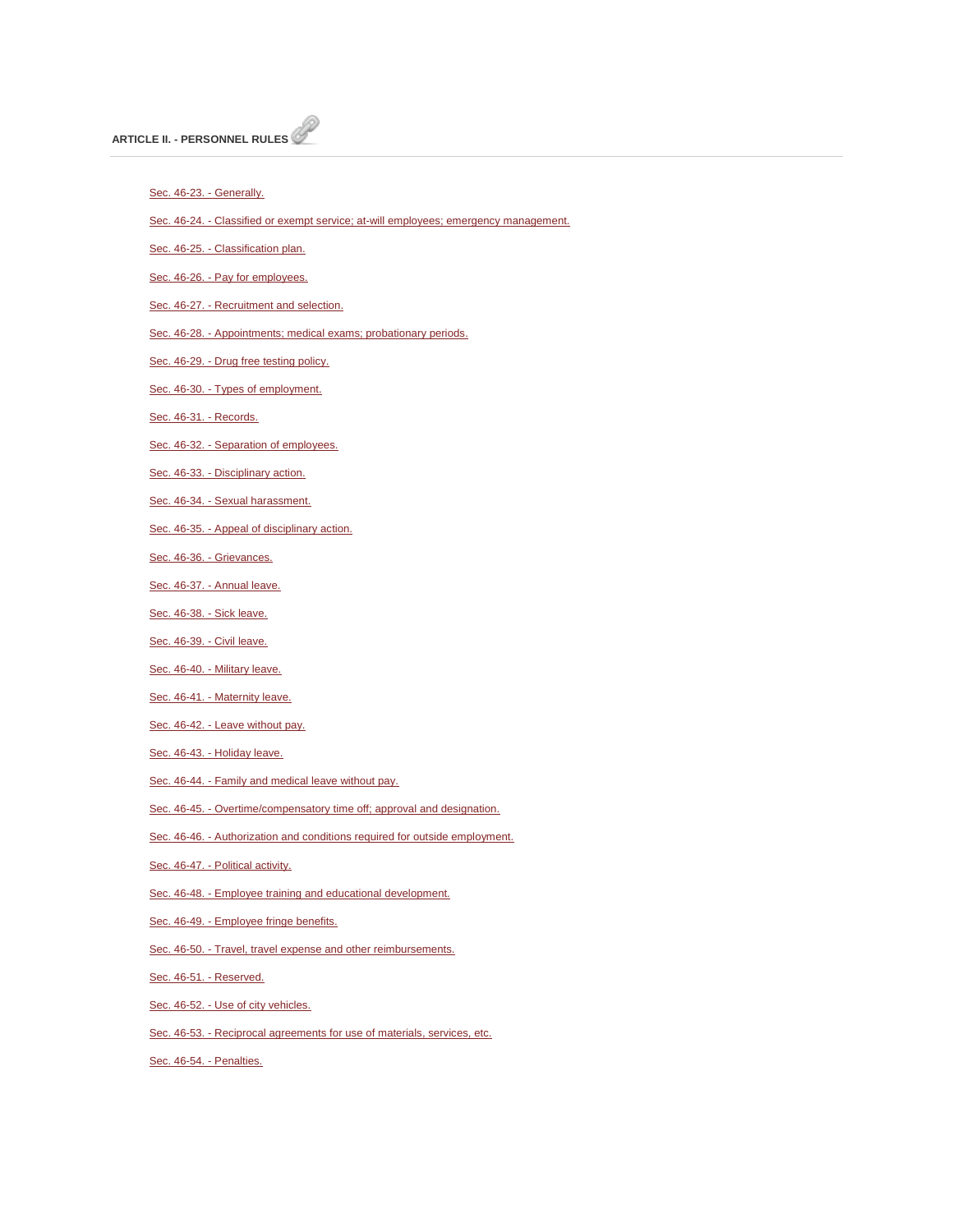## ARTICLE II. - PERSONNEL RULES

Sec. 46-23. - Generally.

Sec. 46-24. - Classified or exempt service; at-will employees; emergency management.

Sec. 46-25. - Classification plan.

Sec. 46-26. - Pay for employees.

Sec. 46-27. - Recruitment and selection.

Sec. 46-28. - Appointments; medical exams; probationary periods.

Sec. 46-29. - Drug free testing policy.

Sec. 46-30. - Types of employment.

Sec. 46-31. - Records.

Sec. 46-32. - Separation of employees.

Sec. 46-33. - Disciplinary action.

Sec. 46-34. - Sexual harassment.

Sec. 46-35. - Appeal of disciplinary action.

Sec. 46-36. - Grievances.

Sec. 46-37. - Annual leave.

Sec. 46-38. - Sick leave.

Sec. 46-39. - Civil leave.

Sec. 46-40. - Military leave.

Sec. 46-41. - Maternity leave.

Sec. 46-42. - Leave without pay.

Sec. 46-43. - Holiday leave.

Sec. 46-44. - Family and medical leave without pay.

Sec. 46-45. - Overtime/compensatory time off; approval and designation.

Sec. 46-46. - Authorization and conditions required for outside employment.

Sec. 46-47. - Political activity.

Sec. 46-48. - Employee training and educational development.

Sec. 46-49. - Employee fringe benefits.

Sec. 46-50. - Travel, travel expense and other reimbursements.

Sec. 46-51. - Reserved.

Sec. 46-52. - Use of city vehicles.

Sec. 46-53. - Reciprocal agreements for use of materials, services, etc.

Sec. 46-54. - Penalties.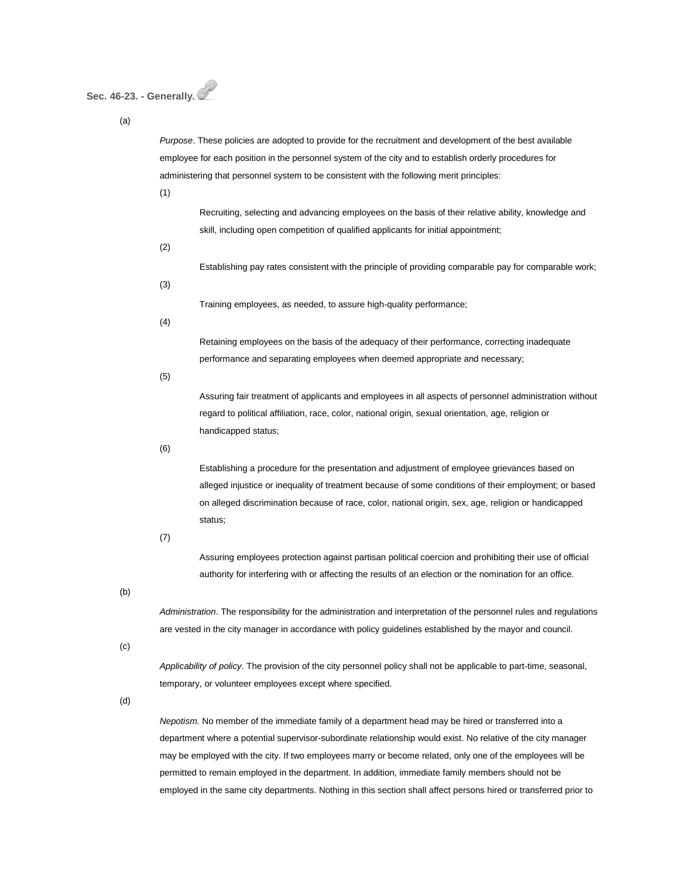**Sec. 46-23. - Generally.**

(a)

*Purpose*. These policies are adopted to provide for the recruitment and development of the best available employee for each position in the personnel system of the city and to establish orderly procedures for administering that personnel system to be consistent with the following merit principles:

(1)

Recruiting, selecting and advancing employees on the basis of their relative ability, knowledge and skill, including open competition of qualified applicants for initial appointment;

(2)

Establishing pay rates consistent with the principle of providing comparable pay for comparable work;

(3)

Training employees, as needed, to assure high-quality performance;

(4)

Retaining employees on the basis of the adequacy of their performance, correcting inadequate performance and separating employees when deemed appropriate and necessary;

(5)

Assuring fair treatment of applicants and employees in all aspects of personnel administration without regard to political affiliation, race, color, national origin, sexual orientation, age, religion or handicapped status;

(6)

Establishing a procedure for the presentation and adjustment of employee grievances based on alleged injustice or inequality of treatment because of some conditions of their employment; or based on alleged discrimination because of race, color, national origin, sex, age, religion or handicapped status;

(7)

Assuring employees protection against partisan political coercion and prohibiting their use of official authority for interfering with or affecting the results of an election or the nomination for an office.

(b)

*Administration*. The responsibility for the administration and interpretation of the personnel rules and regulations are vested in the city manager in accordance with policy guidelines established by the mayor and council.

(c)

*Applicability of policy*. The provision of the city personnel policy shall not be applicable to part-time, seasonal, temporary, or volunteer employees except where specified.

(d)

*Nepotism.* No member of the immediate family of a department head may be hired or transferred into a department where a potential supervisor-subordinate relationship would exist. No relative of the city manager may be employed with the city. If two employees marry or become related, only one of the employees will be permitted to remain employed in the department. In addition, immediate family members should not be employed in the same city departments. Nothing in this section shall affect persons hired or transferred prior to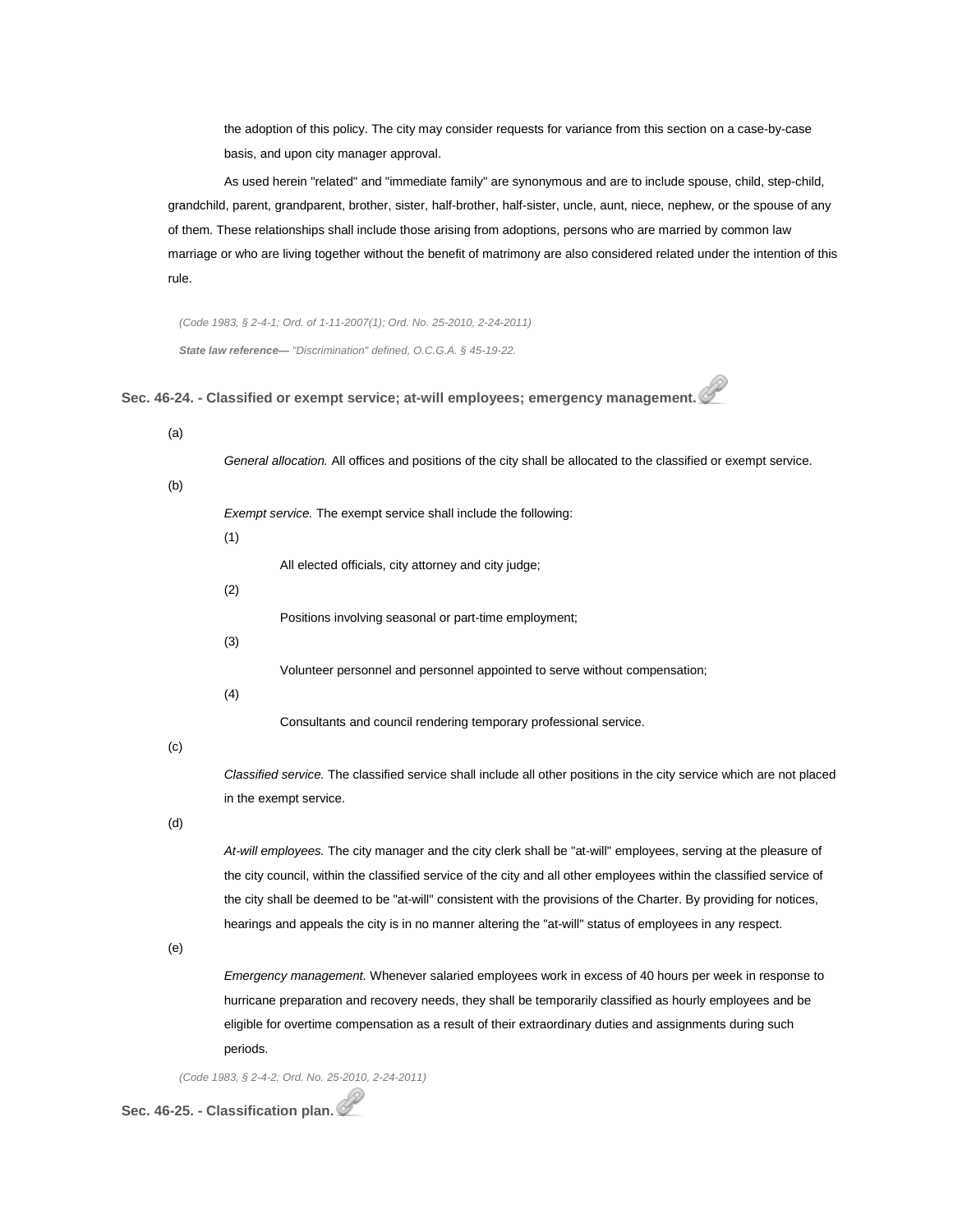the adoption of this policy. The city may consider requests for variance from this section on a case-by-case basis, and upon city manager approval.

As used herein "related" and "immediate family" are synonymous and are to include spouse, child, step-child, grandchild, parent, grandparent, brother, sister, half-brother, half-sister, uncle, aunt, niece, nephew, or the spouse of any of them. These relationships shall include those arising from adoptions, persons who are married by common law marriage or who are living together without the benefit of matrimony are also considered related under the intention of this rule.

*(Code 1983, § 2-4-1; Ord. of 1-11-2007(1); Ord. No. 25-2010, 2-24-2011)*

***State law reference—*** *"Discrimination" defined, O.C.G.A. § 45-19-22.*

### Sec. 46-24. - Classified or exempt service; at-will employees; emergency management.

(a)

*General allocation.* All offices and positions of the city shall be allocated to the classified or exempt service.

(b)

*Exempt service.* The exempt service shall include the following:

(1)

All elected officials, city attorney and city judge;

(2)

Positions involving seasonal or part-time employment;

(3)

Volunteer personnel and personnel appointed to serve without compensation;

(4)

Consultants and council rendering temporary professional service.

(c)

*Classified service.* The classified service shall include all other positions in the city service which are not placed in the exempt service.

(d)

*At-will employees.* The city manager and the city clerk shall be "at-will" employees, serving at the pleasure of the city council, within the classified service of the city and all other employees within the classified service of the city shall be deemed to be "at-will" consistent with the provisions of the Charter. By providing for notices, hearings and appeals the city is in no manner altering the "at-will" status of employees in any respect.

(e)

*Emergency management.* Whenever salaried employees work in excess of 40 hours per week in response to hurricane preparation and recovery needs, they shall be temporarily classified as hourly employees and be eligible for overtime compensation as a result of their extraordinary duties and assignments during such periods.

*(Code 1983, § 2-4-2; Ord. No. 25-2010, 2-24-2011)*

### Sec. 46-25. - Classification plan.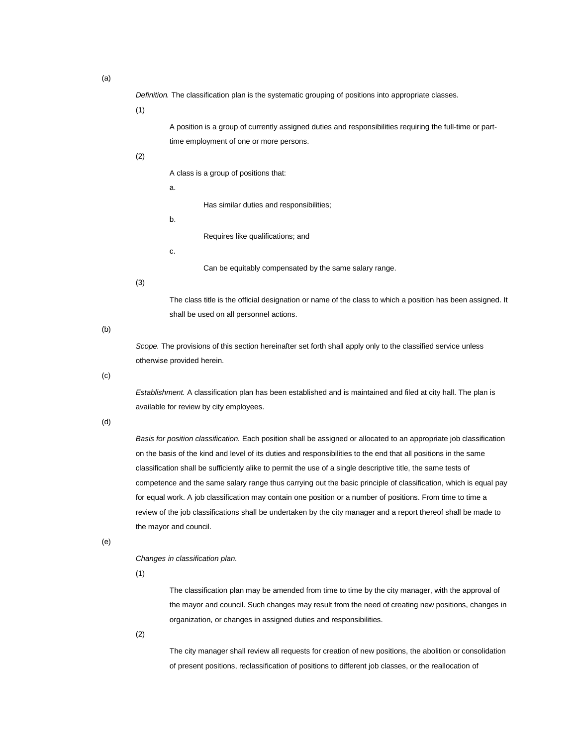(a) *Definition.* The classification plan is the systematic grouping of positions into appropriate classes.

(1) A position is a group of currently assigned duties and responsibilities requiring the full-time or part-time employment of one or more persons.

(2) A class is a group of positions that:

a. Has similar duties and responsibilities;

b. Requires like qualifications; and

c. Can be equitably compensated by the same salary range.

(3) The class title is the official designation or name of the class to which a position has been assigned. It shall be used on all personnel actions.

(b) *Scope.* The provisions of this section hereinafter set forth shall apply only to the classified service unless otherwise provided herein.

(c) *Establishment.* A classification plan has been established and is maintained and filed at city hall. The plan is available for review by city employees.

(d) *Basis for position classification.* Each position shall be assigned or allocated to an appropriate job classification on the basis of the kind and level of its duties and responsibilities to the end that all positions in the same classification shall be sufficiently alike to permit the use of a single descriptive title, the same tests of competence and the same salary range thus carrying out the basic principle of classification, which is equal pay for equal work. A job classification may contain one position or a number of positions. From time to time a review of the job classifications shall be undertaken by the city manager and a report thereof shall be made to the mayor and council.

(e) *Changes in classification plan.*

(1) The classification plan may be amended from time to time by the city manager, with the approval of the mayor and council. Such changes may result from the need of creating new positions, changes in organization, or changes in assigned duties and responsibilities.

(2) The city manager shall review all requests for creation of new positions, the abolition or consolidation of present positions, reclassification of positions to different job classes, or the reallocation of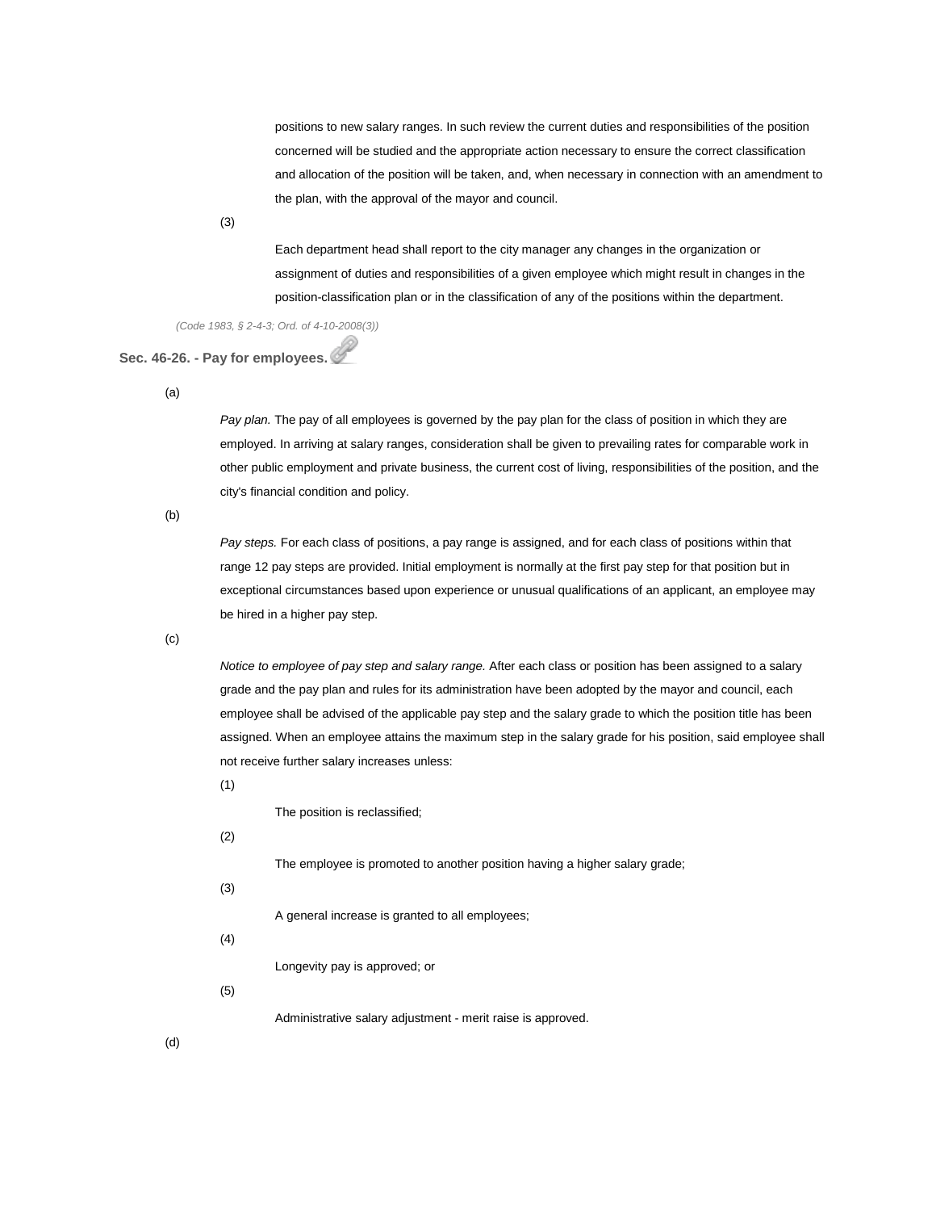positions to new salary ranges. In such review the current duties and responsibilities of the position concerned will be studied and the appropriate action necessary to ensure the correct classification and allocation of the position will be taken, and, when necessary in connection with an amendment to the plan, with the approval of the mayor and council.

(3)

Each department head shall report to the city manager any changes in the organization or assignment of duties and responsibilities of a given employee which might result in changes in the position-classification plan or in the classification of any of the positions within the department.

*(Code 1983, § 2-4-3; Ord. of 4-10-2008(3))*

### Sec. 46-26. - Pay for employees.

(a)

*Pay plan.* The pay of all employees is governed by the pay plan for the class of position in which they are employed. In arriving at salary ranges, consideration shall be given to prevailing rates for comparable work in other public employment and private business, the current cost of living, responsibilities of the position, and the city's financial condition and policy.

(b)

*Pay steps.* For each class of positions, a pay range is assigned, and for each class of positions within that range 12 pay steps are provided. Initial employment is normally at the first pay step for that position but in exceptional circumstances based upon experience or unusual qualifications of an applicant, an employee may be hired in a higher pay step.

(c)

*Notice to employee of pay step and salary range.* After each class or position has been assigned to a salary grade and the pay plan and rules for its administration have been adopted by the mayor and council, each employee shall be advised of the applicable pay step and the salary grade to which the position title has been assigned. When an employee attains the maximum step in the salary grade for his position, said employee shall not receive further salary increases unless:

(1)

The position is reclassified;

(2)

The employee is promoted to another position having a higher salary grade;

(3)

A general increase is granted to all employees;

(4)

Longevity pay is approved; or

(5)

Administrative salary adjustment - merit raise is approved.

(d)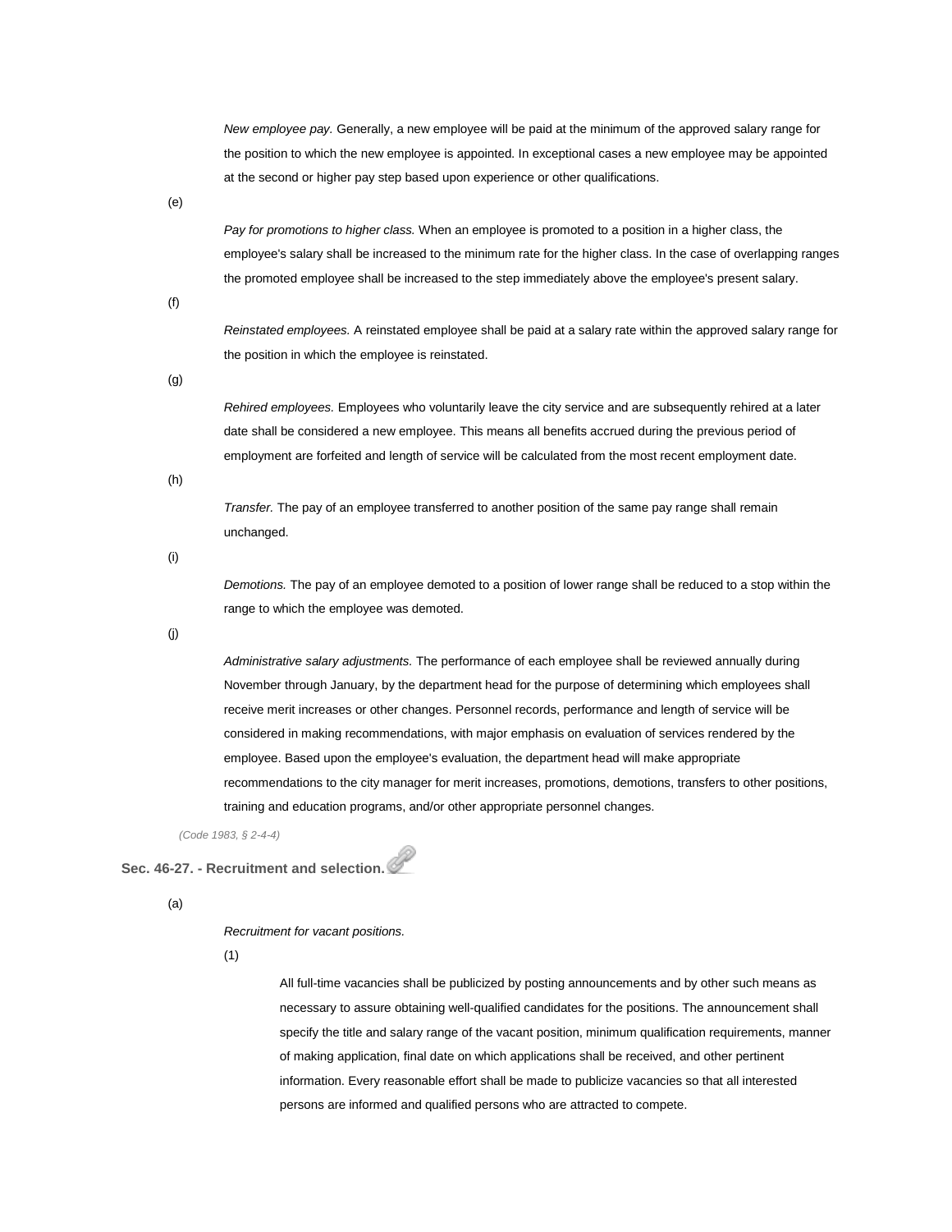*New employee pay.* Generally, a new employee will be paid at the minimum of the approved salary range for the position to which the new employee is appointed. In exceptional cases a new employee may be appointed at the second or higher pay step based upon experience or other qualifications.

(e)

*Pay for promotions to higher class.* When an employee is promoted to a position in a higher class, the employee's salary shall be increased to the minimum rate for the higher class. In the case of overlapping ranges the promoted employee shall be increased to the step immediately above the employee's present salary.

(f)

*Reinstated employees.* A reinstated employee shall be paid at a salary rate within the approved salary range for the position in which the employee is reinstated.

(g)

*Rehired employees.* Employees who voluntarily leave the city service and are subsequently rehired at a later date shall be considered a new employee. This means all benefits accrued during the previous period of employment are forfeited and length of service will be calculated from the most recent employment date.

(h)

*Transfer.* The pay of an employee transferred to another position of the same pay range shall remain unchanged.

(i)

*Demotions.* The pay of an employee demoted to a position of lower range shall be reduced to a stop within the range to which the employee was demoted.

(j)

*Administrative salary adjustments.* The performance of each employee shall be reviewed annually during November through January, by the department head for the purpose of determining which employees shall receive merit increases or other changes. Personnel records, performance and length of service will be considered in making recommendations, with major emphasis on evaluation of services rendered by the employee. Based upon the employee's evaluation, the department head will make appropriate recommendations to the city manager for merit increases, promotions, demotions, transfers to other positions, training and education programs, and/or other appropriate personnel changes.

*(Code 1983, § 2-4-4)*

### Sec. 46-27. - Recruitment and selection.

(a)

*Recruitment for vacant positions.*

(1)

All full-time vacancies shall be publicized by posting announcements and by other such means as necessary to assure obtaining well-qualified candidates for the positions. The announcement shall specify the title and salary range of the vacant position, minimum qualification requirements, manner of making application, final date on which applications shall be received, and other pertinent information. Every reasonable effort shall be made to publicize vacancies so that all interested persons are informed and qualified persons who are attracted to compete.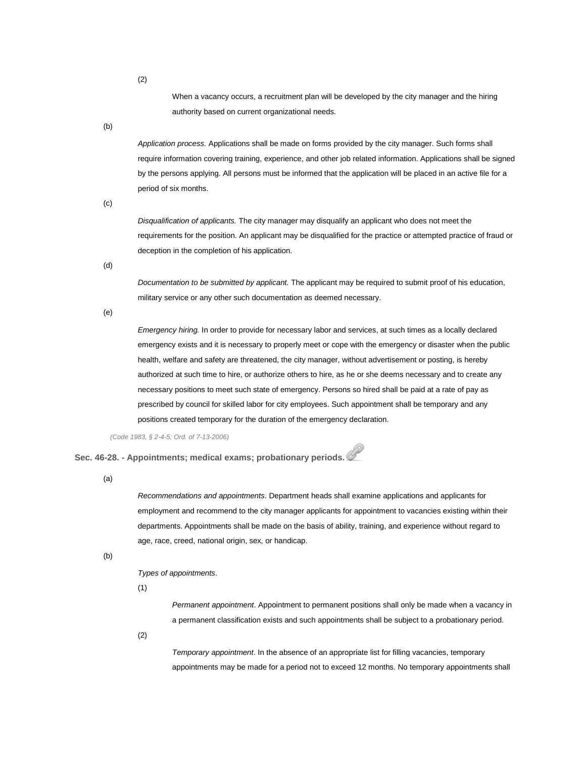(2)

When a vacancy occurs, a recruitment plan will be developed by the city manager and the hiring authority based on current organizational needs.

(b)

*Application process.* Applications shall be made on forms provided by the city manager. Such forms shall require information covering training, experience, and other job related information. Applications shall be signed by the persons applying. All persons must be informed that the application will be placed in an active file for a period of six months.

(c)

*Disqualification of applicants.* The city manager may disqualify an applicant who does not meet the requirements for the position. An applicant may be disqualified for the practice or attempted practice of fraud or deception in the completion of his application.

(d)

*Documentation to be submitted by applicant.* The applicant may be required to submit proof of his education, military service or any other such documentation as deemed necessary.

(e)

*Emergency hiring.* In order to provide for necessary labor and services, at such times as a locally declared emergency exists and it is necessary to properly meet or cope with the emergency or disaster when the public health, welfare and safety are threatened, the city manager, without advertisement or posting, is hereby authorized at such time to hire, or authorize others to hire, as he or she deems necessary and to create any necessary positions to meet such state of emergency. Persons so hired shall be paid at a rate of pay as prescribed by council for skilled labor for city employees. Such appointment shall be temporary and any positions created temporary for the duration of the emergency declaration.

*(Code 1983, § 2-4-5; Ord. of 7-13-2006)*

### Sec. 46-28. - Appointments; medical exams; probationary periods.

(a)

*Recommendations and appointments*. Department heads shall examine applications and applicants for employment and recommend to the city manager applicants for appointment to vacancies existing within their departments. Appointments shall be made on the basis of ability, training, and experience without regard to age, race, creed, national origin, sex, or handicap.

(b)

*Types of appointments*.

(1)

*Permanent appointment*. Appointment to permanent positions shall only be made when a vacancy in a permanent classification exists and such appointments shall be subject to a probationary period.

(2)

*Temporary appointment*. In the absence of an appropriate list for filling vacancies, temporary appointments may be made for a period not to exceed 12 months. No temporary appointments shall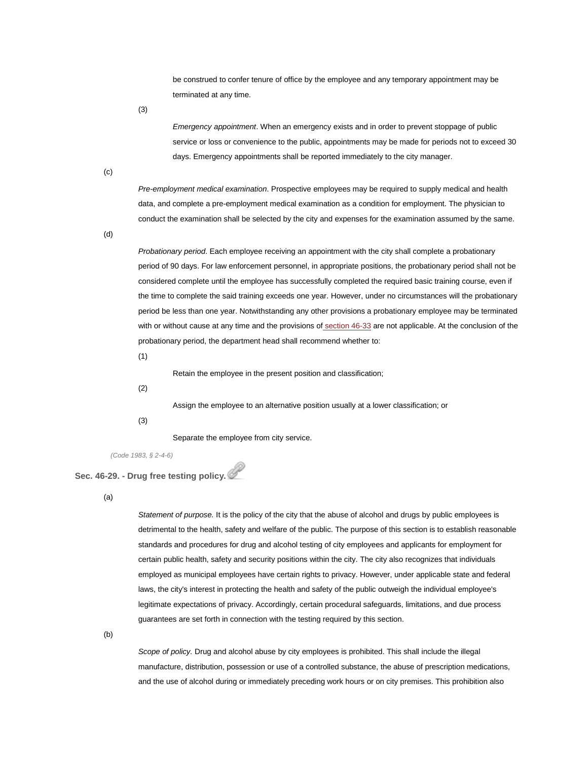be construed to confer tenure of office by the employee and any temporary appointment may be terminated at any time.

(3)

*Emergency appointment*. When an emergency exists and in order to prevent stoppage of public service or loss or convenience to the public, appointments may be made for periods not to exceed 30 days. Emergency appointments shall be reported immediately to the city manager.

(c)

*Pre-employment medical examination*. Prospective employees may be required to supply medical and health data, and complete a pre-employment medical examination as a condition for employment. The physician to conduct the examination shall be selected by the city and expenses for the examination assumed by the same.

(d)

*Probationary period*. Each employee receiving an appointment with the city shall complete a probationary period of 90 days. For law enforcement personnel, in appropriate positions, the probationary period shall not be considered complete until the employee has successfully completed the required basic training course, even if the time to complete the said training exceeds one year. However, under no circumstances will the probationary period be less than one year. Notwithstanding any other provisions a probationary employee may be terminated with or without cause at any time and the provisions of section 46-33 are not applicable. At the conclusion of the probationary period, the department head shall recommend whether to:

(1)

Retain the employee in the present position and classification;

(2)

Assign the employee to an alternative position usually at a lower classification; or

(3)

Separate the employee from city service.

*(Code 1983, § 2-4-6)*

### Sec. 46-29. - Drug free testing policy.

(a)

*Statement of purpose.* It is the policy of the city that the abuse of alcohol and drugs by public employees is detrimental to the health, safety and welfare of the public. The purpose of this section is to establish reasonable standards and procedures for drug and alcohol testing of city employees and applicants for employment for certain public health, safety and security positions within the city. The city also recognizes that individuals employed as municipal employees have certain rights to privacy. However, under applicable state and federal laws, the city's interest in protecting the health and safety of the public outweigh the individual employee's legitimate expectations of privacy. Accordingly, certain procedural safeguards, limitations, and due process guarantees are set forth in connection with the testing required by this section.

(b)

*Scope of policy.* Drug and alcohol abuse by city employees is prohibited. This shall include the illegal manufacture, distribution, possession or use of a controlled substance, the abuse of prescription medications, and the use of alcohol during or immediately preceding work hours or on city premises. This prohibition also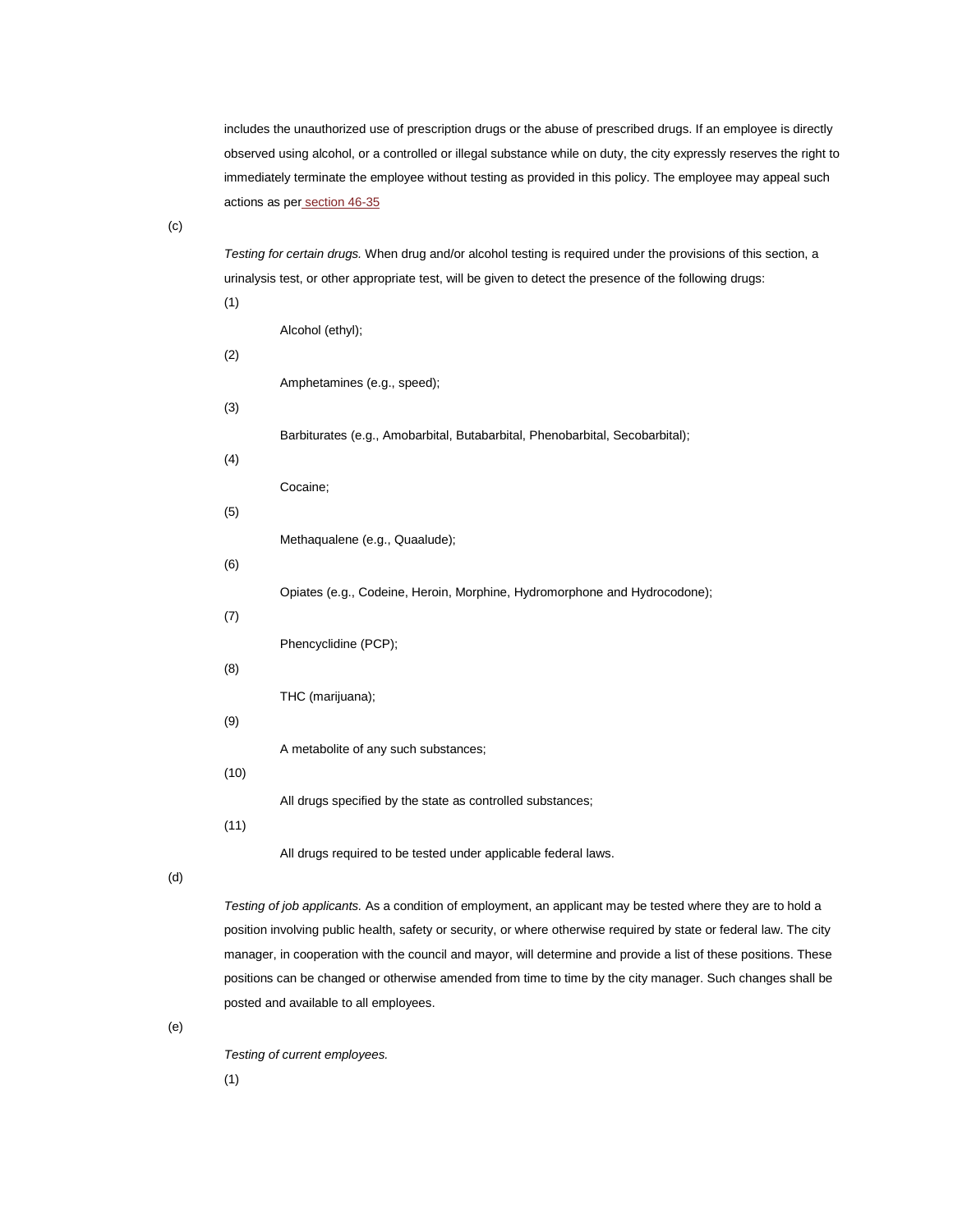includes the unauthorized use of prescription drugs or the abuse of prescribed drugs. If an employee is directly observed using alcohol, or a controlled or illegal substance while on duty, the city expressly reserves the right to immediately terminate the employee without testing as provided in this policy. The employee may appeal such actions as per section 46-35

(c)

*Testing for certain drugs.* When drug and/or alcohol testing is required under the provisions of this section, a urinalysis test, or other appropriate test, will be given to detect the presence of the following drugs:

(1)

Alcohol (ethyl);

(2)

Amphetamines (e.g., speed);

(3)

Barbiturates (e.g., Amobarbital, Butabarbital, Phenobarbital, Secobarbital);

(4)

Cocaine;

(5)

Methaqualene (e.g., Quaalude);

(6)

Opiates (e.g., Codeine, Heroin, Morphine, Hydromorphone and Hydrocodone);

(7)

Phencyclidine (PCP);

(8)

THC (marijuana);

(9)

A metabolite of any such substances;

(10)

All drugs specified by the state as controlled substances;

(11)

All drugs required to be tested under applicable federal laws.

(d)

*Testing of job applicants.* As a condition of employment, an applicant may be tested where they are to hold a position involving public health, safety or security, or where otherwise required by state or federal law. The city manager, in cooperation with the council and mayor, will determine and provide a list of these positions. These positions can be changed or otherwise amended from time to time by the city manager. Such changes shall be posted and available to all employees.

(e)

*Testing of current employees.*

(1)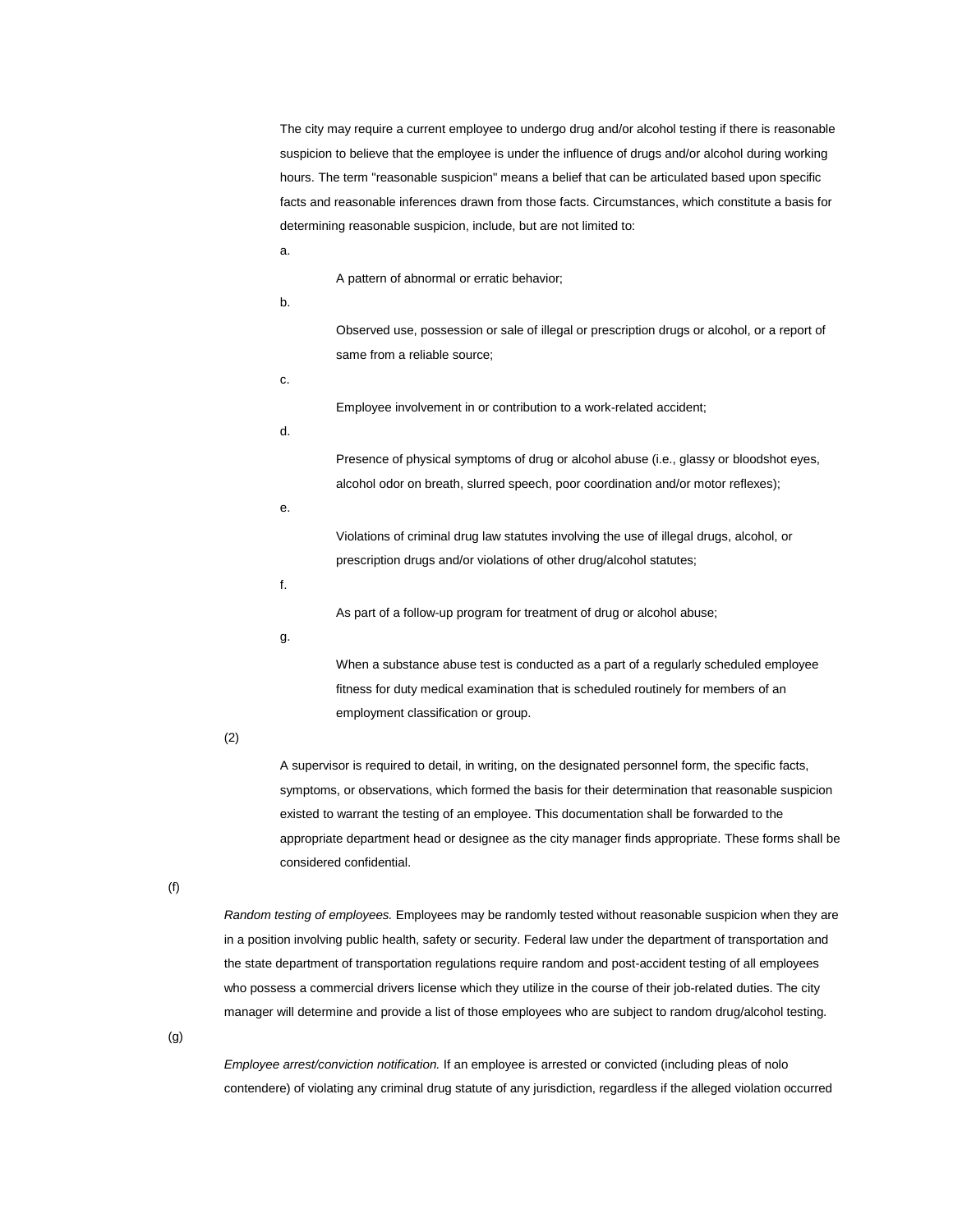The city may require a current employee to undergo drug and/or alcohol testing if there is reasonable suspicion to believe that the employee is under the influence of drugs and/or alcohol during working hours. The term "reasonable suspicion" means a belief that can be articulated based upon specific facts and reasonable inferences drawn from those facts. Circumstances, which constitute a basis for determining reasonable suspicion, include, but are not limited to:

a. A pattern of abnormal or erratic behavior;

b. Observed use, possession or sale of illegal or prescription drugs or alcohol, or a report of same from a reliable source;

c. Employee involvement in or contribution to a work-related accident;

d. Presence of physical symptoms of drug or alcohol abuse (i.e., glassy or bloodshot eyes, alcohol odor on breath, slurred speech, poor coordination and/or motor reflexes);

e. Violations of criminal drug law statutes involving the use of illegal drugs, alcohol, or prescription drugs and/or violations of other drug/alcohol statutes;

f. As part of a follow-up program for treatment of drug or alcohol abuse;

g. When a substance abuse test is conducted as a part of a regularly scheduled employee fitness for duty medical examination that is scheduled routinely for members of an employment classification or group.

(2) A supervisor is required to detail, in writing, on the designated personnel form, the specific facts, symptoms, or observations, which formed the basis for their determination that reasonable suspicion existed to warrant the testing of an employee. This documentation shall be forwarded to the appropriate department head or designee as the city manager finds appropriate. These forms shall be considered confidential.

(f) *Random testing of employees.* Employees may be randomly tested without reasonable suspicion when they are in a position involving public health, safety or security. Federal law under the department of transportation and the state department of transportation regulations require random and post-accident testing of all employees who possess a commercial drivers license which they utilize in the course of their job-related duties. The city manager will determine and provide a list of those employees who are subject to random drug/alcohol testing.

(g) *Employee arrest/conviction notification.* If an employee is arrested or convicted (including pleas of nolo contendere) of violating any criminal drug statute of any jurisdiction, regardless if the alleged violation occurred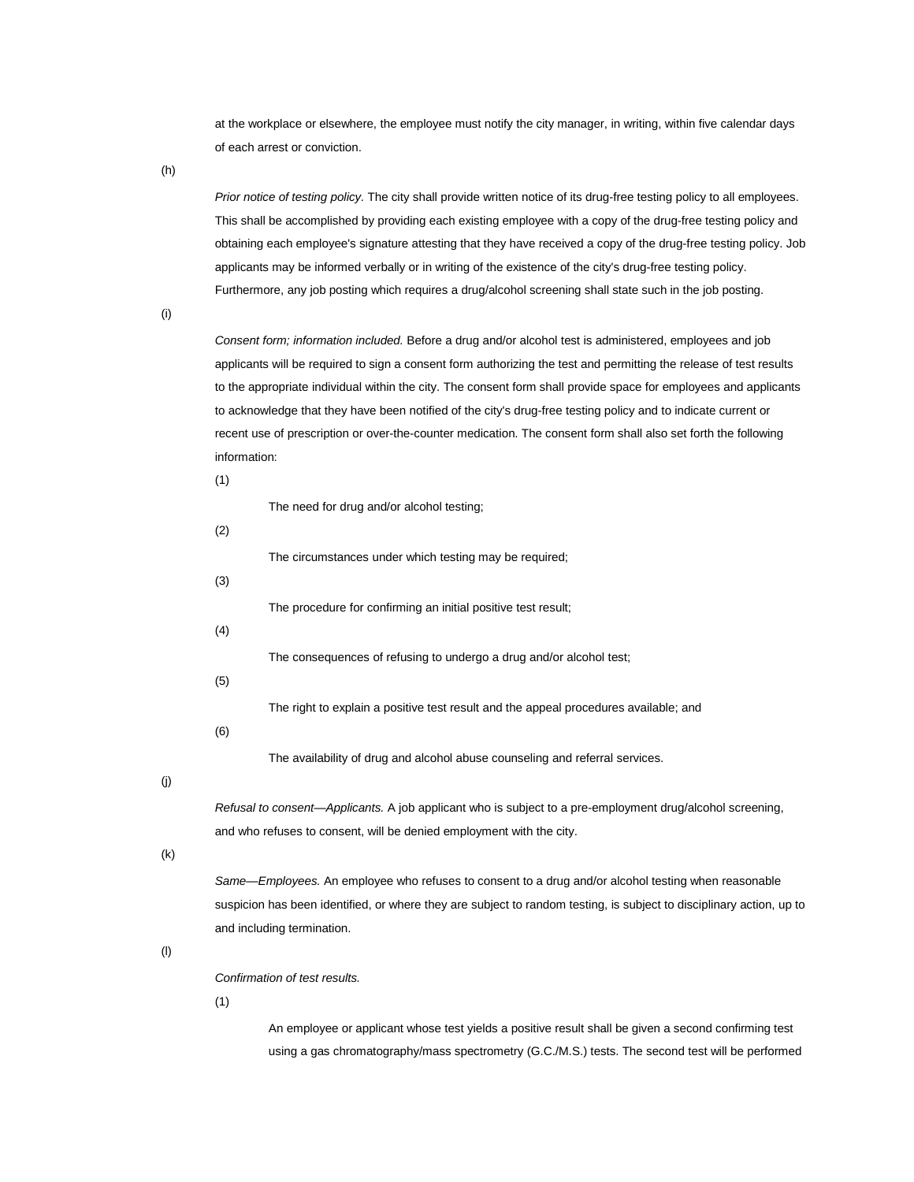at the workplace or elsewhere, the employee must notify the city manager, in writing, within five calendar days of each arrest or conviction.

(h)

*Prior notice of testing policy.* The city shall provide written notice of its drug-free testing policy to all employees. This shall be accomplished by providing each existing employee with a copy of the drug-free testing policy and obtaining each employee's signature attesting that they have received a copy of the drug-free testing policy. Job applicants may be informed verbally or in writing of the existence of the city's drug-free testing policy. Furthermore, any job posting which requires a drug/alcohol screening shall state such in the job posting.

(i)

*Consent form; information included.* Before a drug and/or alcohol test is administered, employees and job applicants will be required to sign a consent form authorizing the test and permitting the release of test results to the appropriate individual within the city. The consent form shall provide space for employees and applicants to acknowledge that they have been notified of the city's drug-free testing policy and to indicate current or recent use of prescription or over-the-counter medication. The consent form shall also set forth the following information:

(1)

The need for drug and/or alcohol testing;

(2)

The circumstances under which testing may be required;

(3)

The procedure for confirming an initial positive test result;

(4)

The consequences of refusing to undergo a drug and/or alcohol test;

(5)

The right to explain a positive test result and the appeal procedures available; and

(6)

The availability of drug and alcohol abuse counseling and referral services.

(j)

*Refusal to consent—Applicants.* A job applicant who is subject to a pre-employment drug/alcohol screening, and who refuses to consent, will be denied employment with the city.

(k)

*Same—Employees.* An employee who refuses to consent to a drug and/or alcohol testing when reasonable suspicion has been identified, or where they are subject to random testing, is subject to disciplinary action, up to and including termination.

(l)

*Confirmation of test results.*

(1)

An employee or applicant whose test yields a positive result shall be given a second confirming test using a gas chromatography/mass spectrometry (G.C./M.S.) tests. The second test will be performed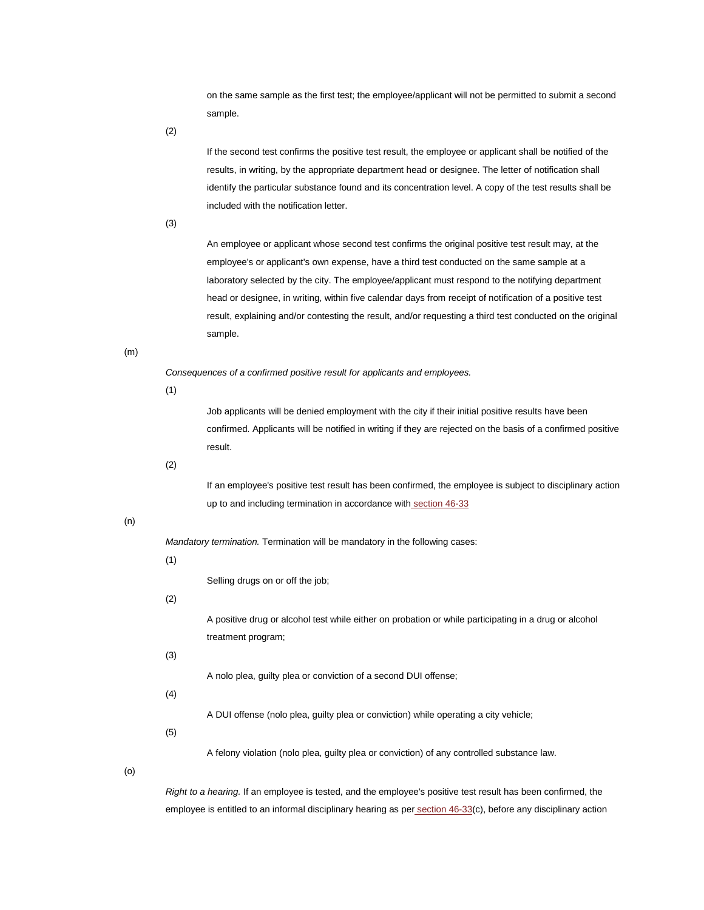on the same sample as the first test; the employee/applicant will not be permitted to submit a second sample.

(2)

If the second test confirms the positive test result, the employee or applicant shall be notified of the results, in writing, by the appropriate department head or designee. The letter of notification shall identify the particular substance found and its concentration level. A copy of the test results shall be included with the notification letter.

(3)

An employee or applicant whose second test confirms the original positive test result may, at the employee's or applicant's own expense, have a third test conducted on the same sample at a laboratory selected by the city. The employee/applicant must respond to the notifying department head or designee, in writing, within five calendar days from receipt of notification of a positive test result, explaining and/or contesting the result, and/or requesting a third test conducted on the original sample.

(m)

*Consequences of a confirmed positive result for applicants and employees.*

(1)

Job applicants will be denied employment with the city if their initial positive results have been confirmed. Applicants will be notified in writing if they are rejected on the basis of a confirmed positive result.

(2)

If an employee's positive test result has been confirmed, the employee is subject to disciplinary action up to and including termination in accordance with section 46-33

(n)

*Mandatory termination.* Termination will be mandatory in the following cases:

(1)

Selling drugs on or off the job;

(2)

A positive drug or alcohol test while either on probation or while participating in a drug or alcohol treatment program;

(3)

A nolo plea, guilty plea or conviction of a second DUI offense;

(4)

A DUI offense (nolo plea, guilty plea or conviction) while operating a city vehicle;

(5)

A felony violation (nolo plea, guilty plea or conviction) of any controlled substance law.

(o)

*Right to a hearing.* If an employee is tested, and the employee's positive test result has been confirmed, the employee is entitled to an informal disciplinary hearing as per section 46-33(c), before any disciplinary action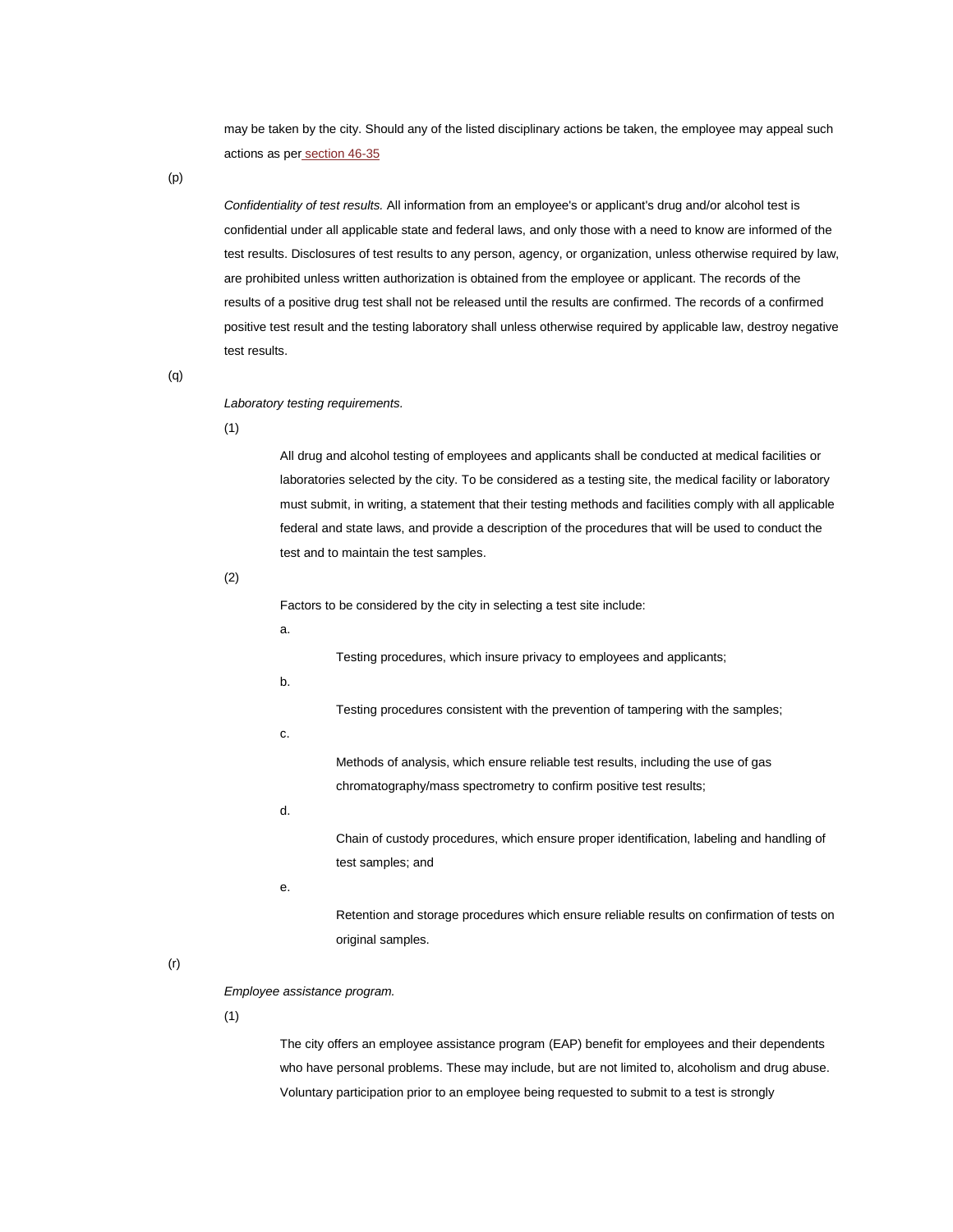may be taken by the city. Should any of the listed disciplinary actions be taken, the employee may appeal such actions as per section 46-35

(p) *Confidentiality of test results.* All information from an employee's or applicant's drug and/or alcohol test is confidential under all applicable state and federal laws, and only those with a need to know are informed of the test results. Disclosures of test results to any person, agency, or organization, unless otherwise required by law, are prohibited unless written authorization is obtained from the employee or applicant. The records of the results of a positive drug test shall not be released until the results are confirmed. The records of a confirmed positive test result and the testing laboratory shall unless otherwise required by applicable law, destroy negative test results.

(q) *Laboratory testing requirements.*

(1) All drug and alcohol testing of employees and applicants shall be conducted at medical facilities or laboratories selected by the city. To be considered as a testing site, the medical facility or laboratory must submit, in writing, a statement that their testing methods and facilities comply with all applicable federal and state laws, and provide a description of the procedures that will be used to conduct the test and to maintain the test samples.

(2) Factors to be considered by the city in selecting a test site include:

a. Testing procedures, which insure privacy to employees and applicants;

b. Testing procedures consistent with the prevention of tampering with the samples;

c. Methods of analysis, which ensure reliable test results, including the use of gas chromatography/mass spectrometry to confirm positive test results;

d. Chain of custody procedures, which ensure proper identification, labeling and handling of test samples; and

e. Retention and storage procedures which ensure reliable results on confirmation of tests on original samples.

(r) *Employee assistance program.*

(1) The city offers an employee assistance program (EAP) benefit for employees and their dependents who have personal problems. These may include, but are not limited to, alcoholism and drug abuse. Voluntary participation prior to an employee being requested to submit to a test is strongly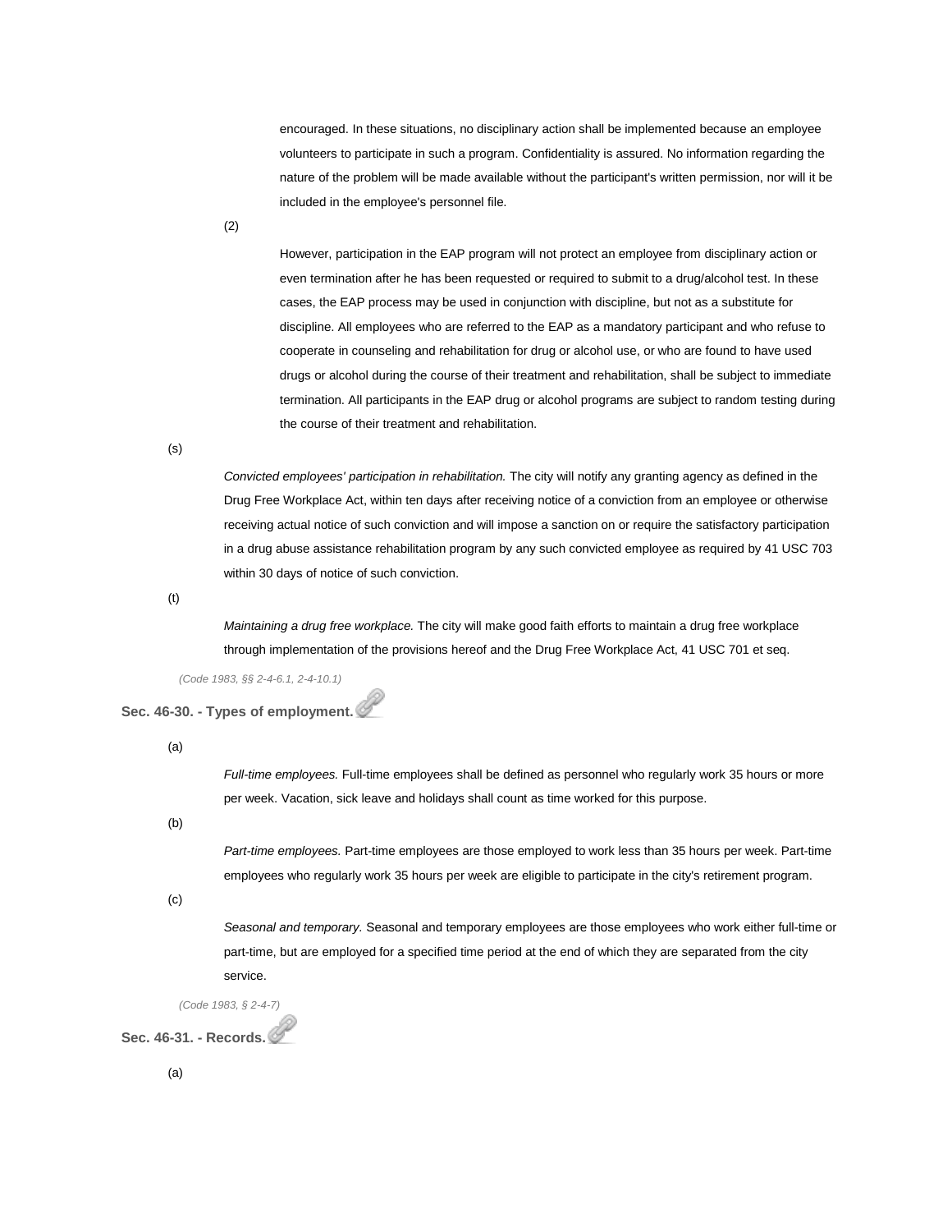encouraged. In these situations, no disciplinary action shall be implemented because an employee volunteers to participate in such a program. Confidentiality is assured. No information regarding the nature of the problem will be made available without the participant's written permission, nor will it be included in the employee's personnel file.

(2)

However, participation in the EAP program will not protect an employee from disciplinary action or even termination after he has been requested or required to submit to a drug/alcohol test. In these cases, the EAP process may be used in conjunction with discipline, but not as a substitute for discipline. All employees who are referred to the EAP as a mandatory participant and who refuse to cooperate in counseling and rehabilitation for drug or alcohol use, or who are found to have used drugs or alcohol during the course of their treatment and rehabilitation, shall be subject to immediate termination. All participants in the EAP drug or alcohol programs are subject to random testing during the course of their treatment and rehabilitation.

(s)

*Convicted employees' participation in rehabilitation.* The city will notify any granting agency as defined in the Drug Free Workplace Act, within ten days after receiving notice of a conviction from an employee or otherwise receiving actual notice of such conviction and will impose a sanction on or require the satisfactory participation in a drug abuse assistance rehabilitation program by any such convicted employee as required by 41 USC 703 within 30 days of notice of such conviction.

(t)

*Maintaining a drug free workplace.* The city will make good faith efforts to maintain a drug free workplace through implementation of the provisions hereof and the Drug Free Workplace Act, 41 USC 701 et seq.

*(Code 1983, §§ 2-4-6.1, 2-4-10.1)*

### Sec. 46-30. - Types of employment.

(a)

*Full-time employees.* Full-time employees shall be defined as personnel who regularly work 35 hours or more per week. Vacation, sick leave and holidays shall count as time worked for this purpose.

(b)

*Part-time employees.* Part-time employees are those employed to work less than 35 hours per week. Part-time employees who regularly work 35 hours per week are eligible to participate in the city's retirement program.

(c)

*Seasonal and temporary.* Seasonal and temporary employees are those employees who work either full-time or part-time, but are employed for a specified time period at the end of which they are separated from the city service.

*(Code 1983, § 2-4-7)*

### Sec. 46-31. - Records.

(a)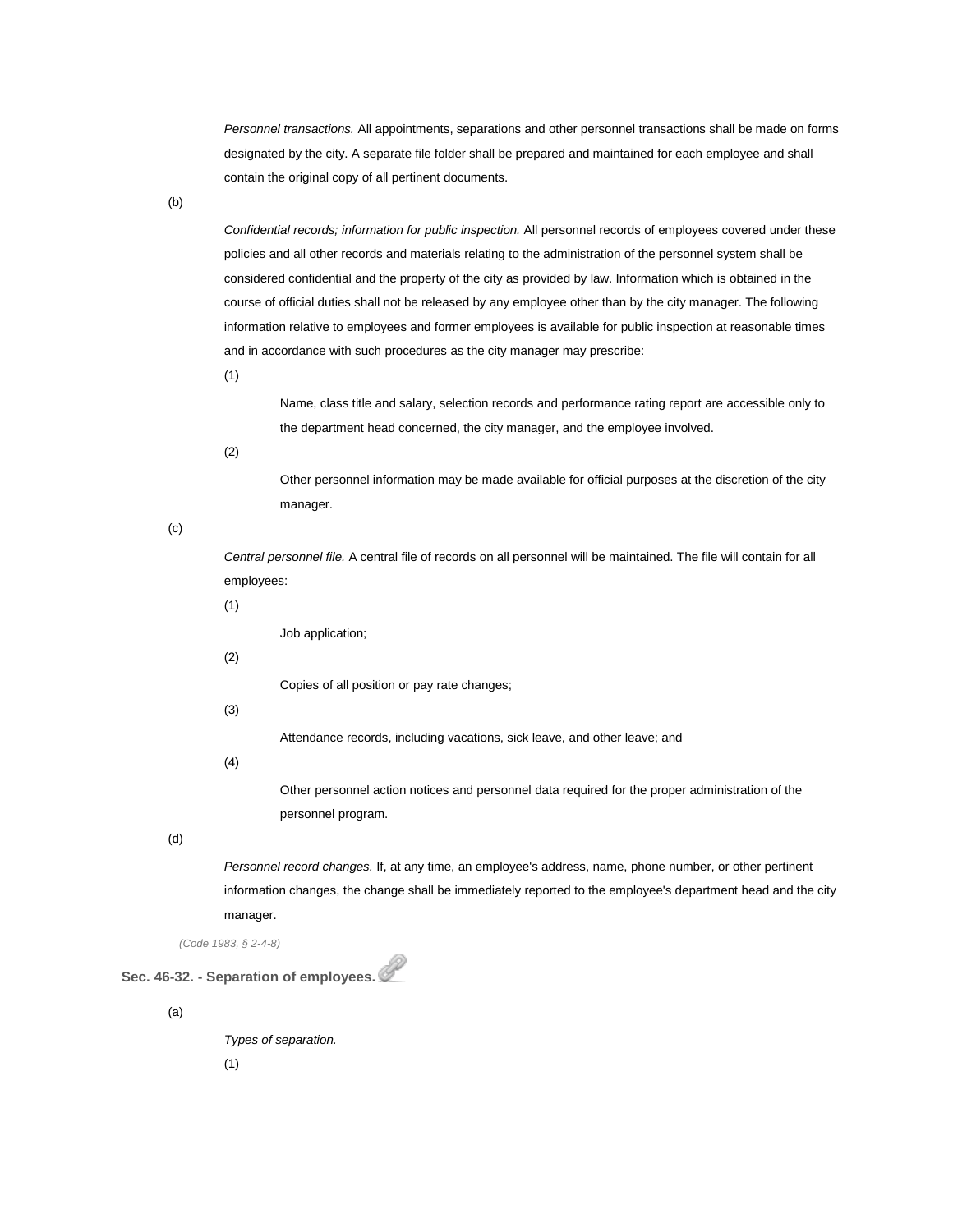*Personnel transactions.* All appointments, separations and other personnel transactions shall be made on forms designated by the city. A separate file folder shall be prepared and maintained for each employee and shall contain the original copy of all pertinent documents.

(b)

*Confidential records; information for public inspection.* All personnel records of employees covered under these policies and all other records and materials relating to the administration of the personnel system shall be considered confidential and the property of the city as provided by law. Information which is obtained in the course of official duties shall not be released by any employee other than by the city manager. The following information relative to employees and former employees is available for public inspection at reasonable times and in accordance with such procedures as the city manager may prescribe:

(1)

Name, class title and salary, selection records and performance rating report are accessible only to the department head concerned, the city manager, and the employee involved.

(2)

Other personnel information may be made available for official purposes at the discretion of the city manager.

(c)

*Central personnel file.* A central file of records on all personnel will be maintained. The file will contain for all employees:

(1)

Job application;

(2)

Copies of all position or pay rate changes;

(3)

Attendance records, including vacations, sick leave, and other leave; and

(4)

Other personnel action notices and personnel data required for the proper administration of the personnel program.

(d)

*Personnel record changes.* If, at any time, an employee's address, name, phone number, or other pertinent information changes, the change shall be immediately reported to the employee's department head and the city manager.

*(Code 1983, § 2-4-8)*

**Sec. 46-32. - Separation of employees.**

(a)

*Types of separation.*

(1)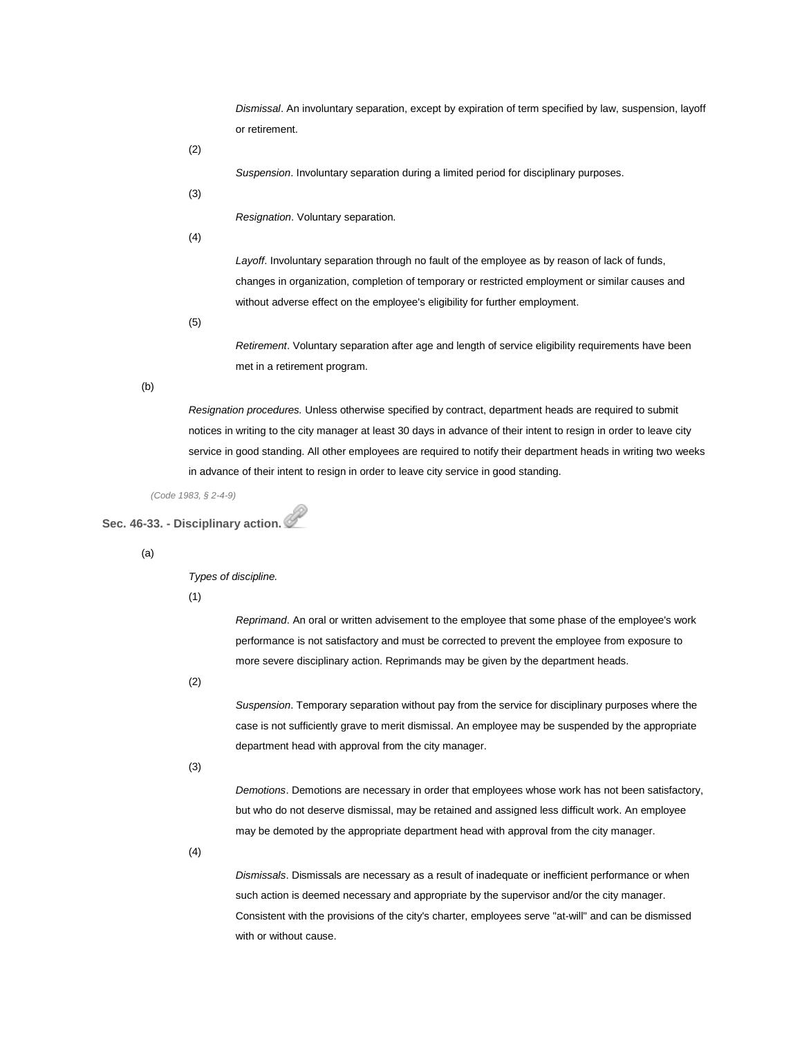*Dismissal*. An involuntary separation, except by expiration of term specified by law, suspension, layoff or retirement.

(2)

*Suspension*. Involuntary separation during a limited period for disciplinary purposes.

(3)

*Resignation*. Voluntary separation.

(4)

*Layoff*. Involuntary separation through no fault of the employee as by reason of lack of funds, changes in organization, completion of temporary or restricted employment or similar causes and without adverse effect on the employee's eligibility for further employment.

(5)

*Retirement*. Voluntary separation after age and length of service eligibility requirements have been met in a retirement program.

(b)

*Resignation procedures.* Unless otherwise specified by contract, department heads are required to submit notices in writing to the city manager at least 30 days in advance of their intent to resign in order to leave city service in good standing. All other employees are required to notify their department heads in writing two weeks in advance of their intent to resign in order to leave city service in good standing.

*(Code 1983, § 2-4-9)*

### Sec. 46-33. - Disciplinary action.

(a)

*Types of discipline.*

(1)

*Reprimand*. An oral or written advisement to the employee that some phase of the employee's work performance is not satisfactory and must be corrected to prevent the employee from exposure to more severe disciplinary action. Reprimands may be given by the department heads.

(2)

*Suspension*. Temporary separation without pay from the service for disciplinary purposes where the case is not sufficiently grave to merit dismissal. An employee may be suspended by the appropriate department head with approval from the city manager.

(3)

*Demotions*. Demotions are necessary in order that employees whose work has not been satisfactory, but who do not deserve dismissal, may be retained and assigned less difficult work. An employee may be demoted by the appropriate department head with approval from the city manager.

(4)

*Dismissals*. Dismissals are necessary as a result of inadequate or inefficient performance or when such action is deemed necessary and appropriate by the supervisor and/or the city manager. Consistent with the provisions of the city's charter, employees serve "at-will" and can be dismissed with or without cause.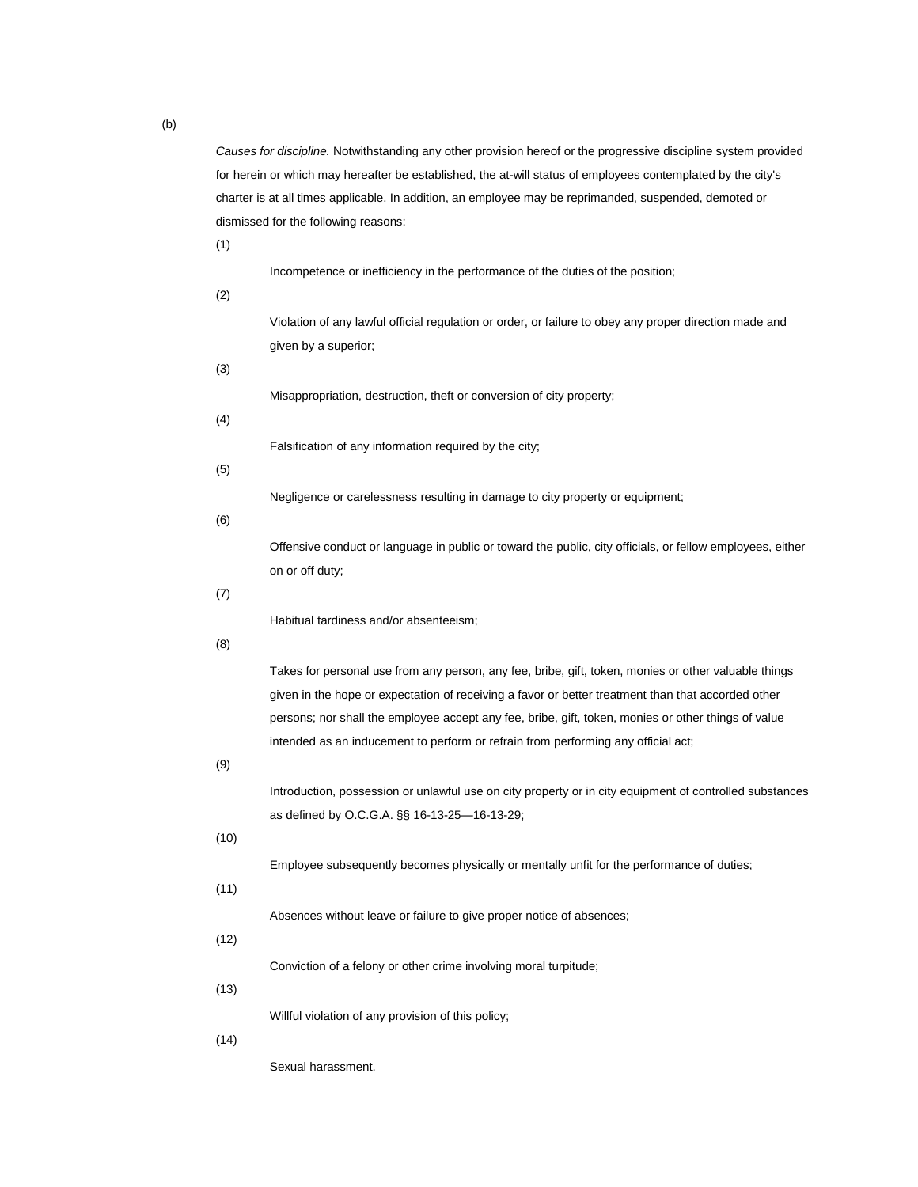(b)

*Causes for discipline.* Notwithstanding any other provision hereof or the progressive discipline system provided for herein or which may hereafter be established, the at-will status of employees contemplated by the city's charter is at all times applicable. In addition, an employee may be reprimanded, suspended, demoted or dismissed for the following reasons:

(1) Incompetence or inefficiency in the performance of the duties of the position;

(2) Violation of any lawful official regulation or order, or failure to obey any proper direction made and given by a superior;

(3) Misappropriation, destruction, theft or conversion of city property;

(4) Falsification of any information required by the city;

(5) Negligence or carelessness resulting in damage to city property or equipment;

(6) Offensive conduct or language in public or toward the public, city officials, or fellow employees, either on or off duty;

(7) Habitual tardiness and/or absenteeism;

(8) Takes for personal use from any person, any fee, bribe, gift, token, monies or other valuable things given in the hope or expectation of receiving a favor or better treatment than that accorded other persons; nor shall the employee accept any fee, bribe, gift, token, monies or other things of value intended as an inducement to perform or refrain from performing any official act;

(9) Introduction, possession or unlawful use on city property or in city equipment of controlled substances as defined by O.C.G.A. §§ 16-13-25—16-13-29;

(10) Employee subsequently becomes physically or mentally unfit for the performance of duties;

(11) Absences without leave or failure to give proper notice of absences;

(12) Conviction of a felony or other crime involving moral turpitude;

(13) Willful violation of any provision of this policy;

(14) Sexual harassment.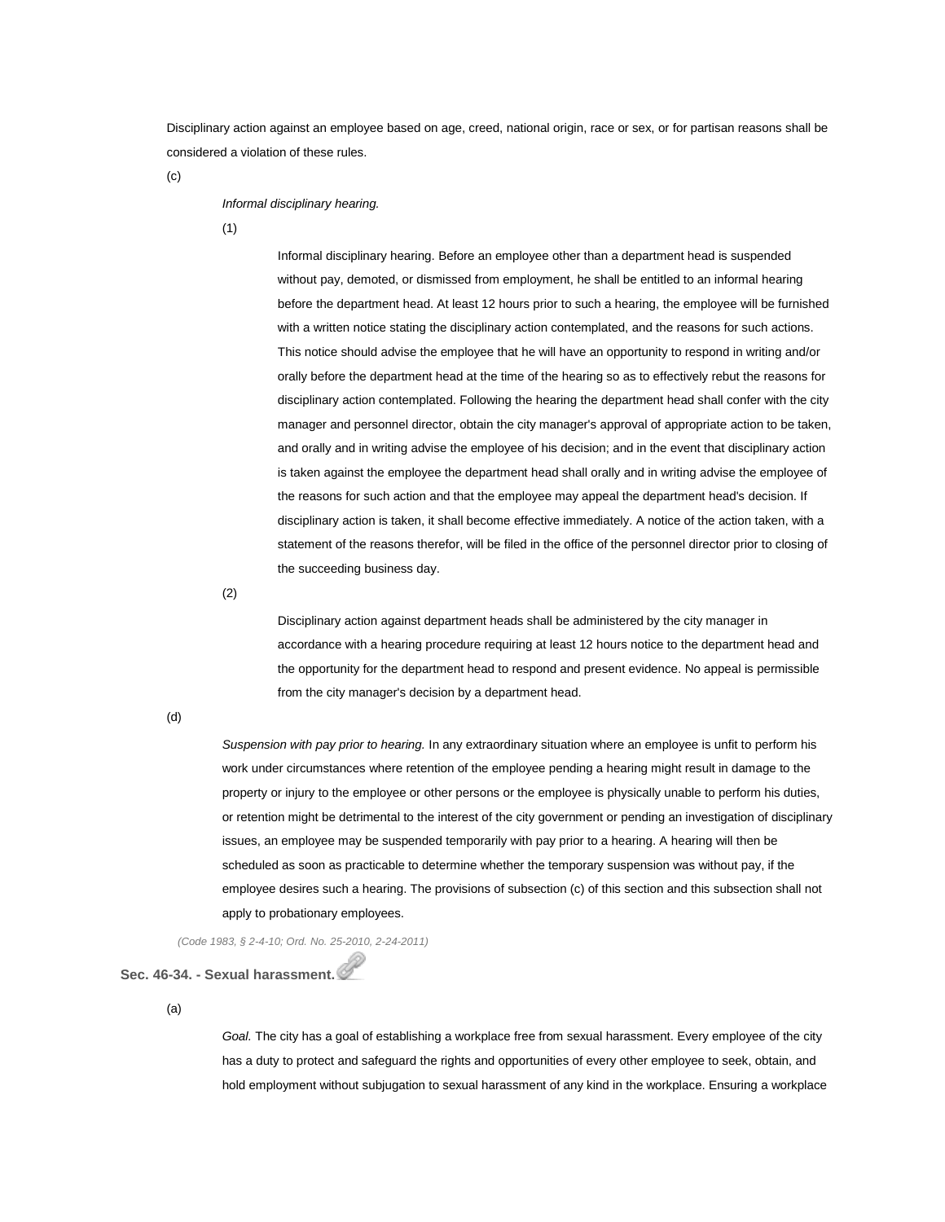Disciplinary action against an employee based on age, creed, national origin, race or sex, or for partisan reasons shall be considered a violation of these rules.

(c)

*Informal disciplinary hearing.*

(1)

Informal disciplinary hearing. Before an employee other than a department head is suspended without pay, demoted, or dismissed from employment, he shall be entitled to an informal hearing before the department head. At least 12 hours prior to such a hearing, the employee will be furnished with a written notice stating the disciplinary action contemplated, and the reasons for such actions. This notice should advise the employee that he will have an opportunity to respond in writing and/or orally before the department head at the time of the hearing so as to effectively rebut the reasons for disciplinary action contemplated. Following the hearing the department head shall confer with the city manager and personnel director, obtain the city manager's approval of appropriate action to be taken, and orally and in writing advise the employee of his decision; and in the event that disciplinary action is taken against the employee the department head shall orally and in writing advise the employee of the reasons for such action and that the employee may appeal the department head's decision. If disciplinary action is taken, it shall become effective immediately. A notice of the action taken, with a statement of the reasons therefor, will be filed in the office of the personnel director prior to closing of the succeeding business day.

(2)

Disciplinary action against department heads shall be administered by the city manager in accordance with a hearing procedure requiring at least 12 hours notice to the department head and the opportunity for the department head to respond and present evidence. No appeal is permissible from the city manager's decision by a department head.

(d)

*Suspension with pay prior to hearing.* In any extraordinary situation where an employee is unfit to perform his work under circumstances where retention of the employee pending a hearing might result in damage to the property or injury to the employee or other persons or the employee is physically unable to perform his duties, or retention might be detrimental to the interest of the city government or pending an investigation of disciplinary issues, an employee may be suspended temporarily with pay prior to a hearing. A hearing will then be scheduled as soon as practicable to determine whether the temporary suspension was without pay, if the employee desires such a hearing. The provisions of subsection (c) of this section and this subsection shall not apply to probationary employees.

*(Code 1983, § 2-4-10; Ord. No. 25-2010, 2-24-2011)*

## Sec. 46-34. - Sexual harassment.

(a)

*Goal.* The city has a goal of establishing a workplace free from sexual harassment. Every employee of the city has a duty to protect and safeguard the rights and opportunities of every other employee to seek, obtain, and hold employment without subjugation to sexual harassment of any kind in the workplace. Ensuring a workplace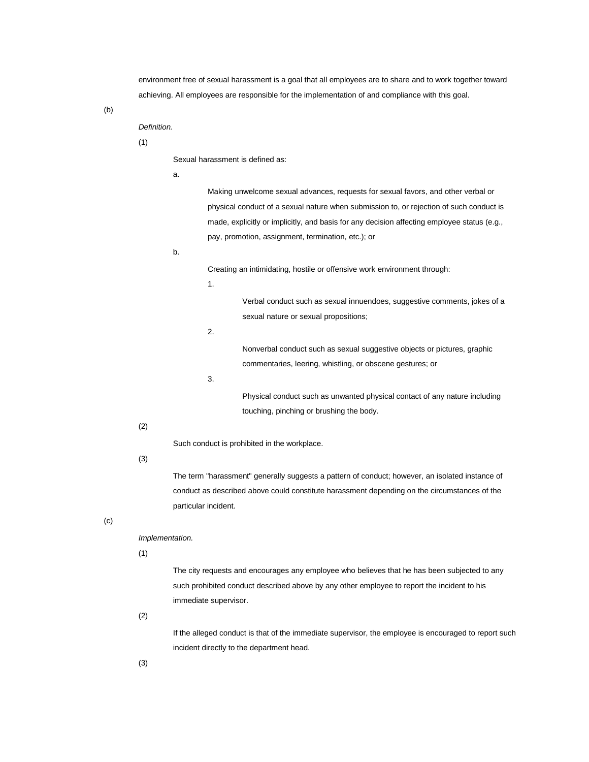environment free of sexual harassment is a goal that all employees are to share and to work together toward achieving. All employees are responsible for the implementation of and compliance with this goal.

(b)

*Definition.*

(1)

Sexual harassment is defined as:

a.

Making unwelcome sexual advances, requests for sexual favors, and other verbal or physical conduct of a sexual nature when submission to, or rejection of such conduct is made, explicitly or implicitly, and basis for any decision affecting employee status (e.g., pay, promotion, assignment, termination, etc.); or

b.

Creating an intimidating, hostile or offensive work environment through:

1.

Verbal conduct such as sexual innuendoes, suggestive comments, jokes of a sexual nature or sexual propositions;

2.

Nonverbal conduct such as sexual suggestive objects or pictures, graphic commentaries, leering, whistling, or obscene gestures; or

3.

Physical conduct such as unwanted physical contact of any nature including touching, pinching or brushing the body.

(2)

Such conduct is prohibited in the workplace.

(3)

The term "harassment" generally suggests a pattern of conduct; however, an isolated instance of conduct as described above could constitute harassment depending on the circumstances of the particular incident.

(c)

*Implementation.*

(1)

The city requests and encourages any employee who believes that he has been subjected to any such prohibited conduct described above by any other employee to report the incident to his immediate supervisor.

(2)

If the alleged conduct is that of the immediate supervisor, the employee is encouraged to report such incident directly to the department head.

(3)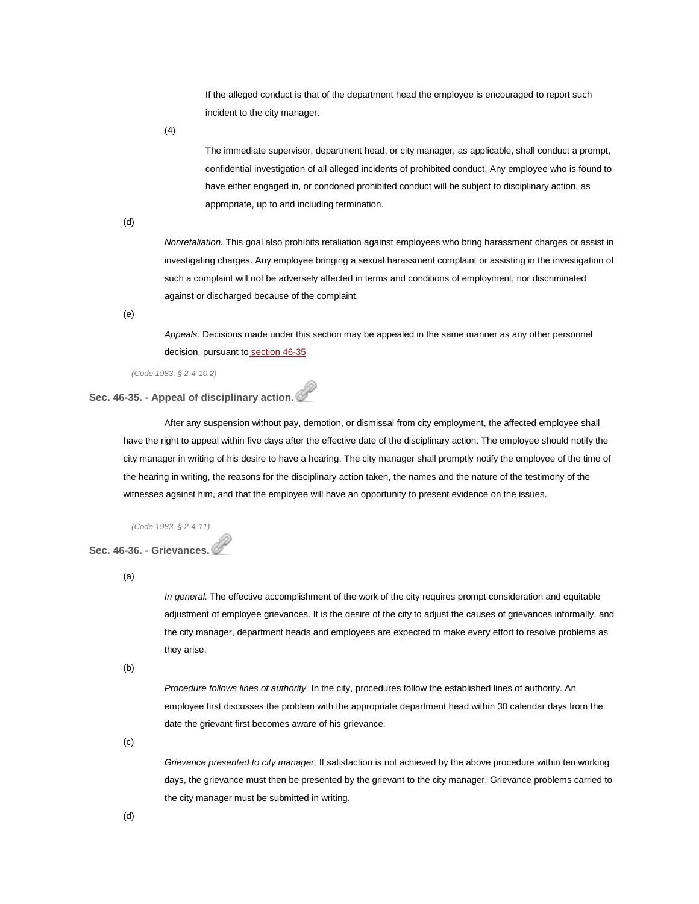If the alleged conduct is that of the department head the employee is encouraged to report such incident to the city manager.

(4)

The immediate supervisor, department head, or city manager, as applicable, shall conduct a prompt, confidential investigation of all alleged incidents of prohibited conduct. Any employee who is found to have either engaged in, or condoned prohibited conduct will be subject to disciplinary action, as appropriate, up to and including termination.

(d)

*Nonretaliation.* This goal also prohibits retaliation against employees who bring harassment charges or assist in investigating charges. Any employee bringing a sexual harassment complaint or assisting in the investigation of such a complaint will not be adversely affected in terms and conditions of employment, nor discriminated against or discharged because of the complaint.

(e)

*Appeals.* Decisions made under this section may be appealed in the same manner as any other personnel decision, pursuant to section 46-35

*(Code 1983, § 2-4-10.2)*

### Sec. 46-35. - Appeal of disciplinary action.

After any suspension without pay, demotion, or dismissal from city employment, the affected employee shall have the right to appeal within five days after the effective date of the disciplinary action. The employee should notify the city manager in writing of his desire to have a hearing. The city manager shall promptly notify the employee of the time of the hearing in writing, the reasons for the disciplinary action taken, the names and the nature of the testimony of the witnesses against him, and that the employee will have an opportunity to present evidence on the issues.

*(Code 1983, § 2-4-11)*

### Sec. 46-36. - Grievances.

(a)

*In general.* The effective accomplishment of the work of the city requires prompt consideration and equitable adjustment of employee grievances. It is the desire of the city to adjust the causes of grievances informally, and the city manager, department heads and employees are expected to make every effort to resolve problems as they arise.

(b)

*Procedure follows lines of authority.* In the city, procedures follow the established lines of authority. An employee first discusses the problem with the appropriate department head within 30 calendar days from the date the grievant first becomes aware of his grievance.

(c)

*Grievance presented to city manager.* If satisfaction is not achieved by the above procedure within ten working days, the grievance must then be presented by the grievant to the city manager. Grievance problems carried to the city manager must be submitted in writing.

(d)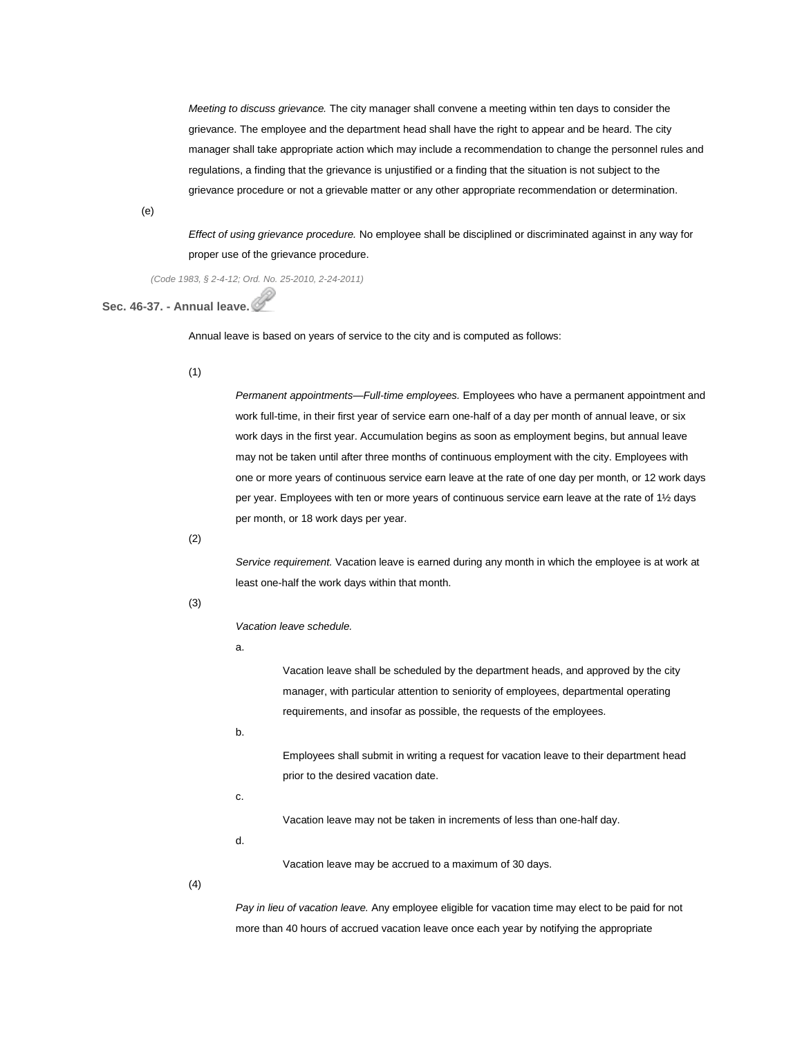*Meeting to discuss grievance.* The city manager shall convene a meeting within ten days to consider the grievance. The employee and the department head shall have the right to appear and be heard. The city manager shall take appropriate action which may include a recommendation to change the personnel rules and regulations, a finding that the grievance is unjustified or a finding that the situation is not subject to the grievance procedure or not a grievable matter or any other appropriate recommendation or determination.

(e)

*Effect of using grievance procedure.* No employee shall be disciplined or discriminated against in any way for proper use of the grievance procedure.

*(Code 1983, § 2-4-12; Ord. No. 25-2010, 2-24-2011)*

**Sec. 46-37. - Annual leave.**

Annual leave is based on years of service to the city and is computed as follows:

(1)

*Permanent appointments—Full-time employees.* Employees who have a permanent appointment and work full-time, in their first year of service earn one-half of a day per month of annual leave, or six work days in the first year. Accumulation begins as soon as employment begins, but annual leave may not be taken until after three months of continuous employment with the city. Employees with one or more years of continuous service earn leave at the rate of one day per month, or 12 work days per year. Employees with ten or more years of continuous service earn leave at the rate of 1½ days per month, or 18 work days per year.

(2)

*Service requirement.* Vacation leave is earned during any month in which the employee is at work at least one-half the work days within that month.

(3)

*Vacation leave schedule.*

a.

Vacation leave shall be scheduled by the department heads, and approved by the city manager, with particular attention to seniority of employees, departmental operating requirements, and insofar as possible, the requests of the employees.

b.

Employees shall submit in writing a request for vacation leave to their department head prior to the desired vacation date.

c.

Vacation leave may not be taken in increments of less than one-half day.

d.

Vacation leave may be accrued to a maximum of 30 days.

(4)

*Pay in lieu of vacation leave.* Any employee eligible for vacation time may elect to be paid for not more than 40 hours of accrued vacation leave once each year by notifying the appropriate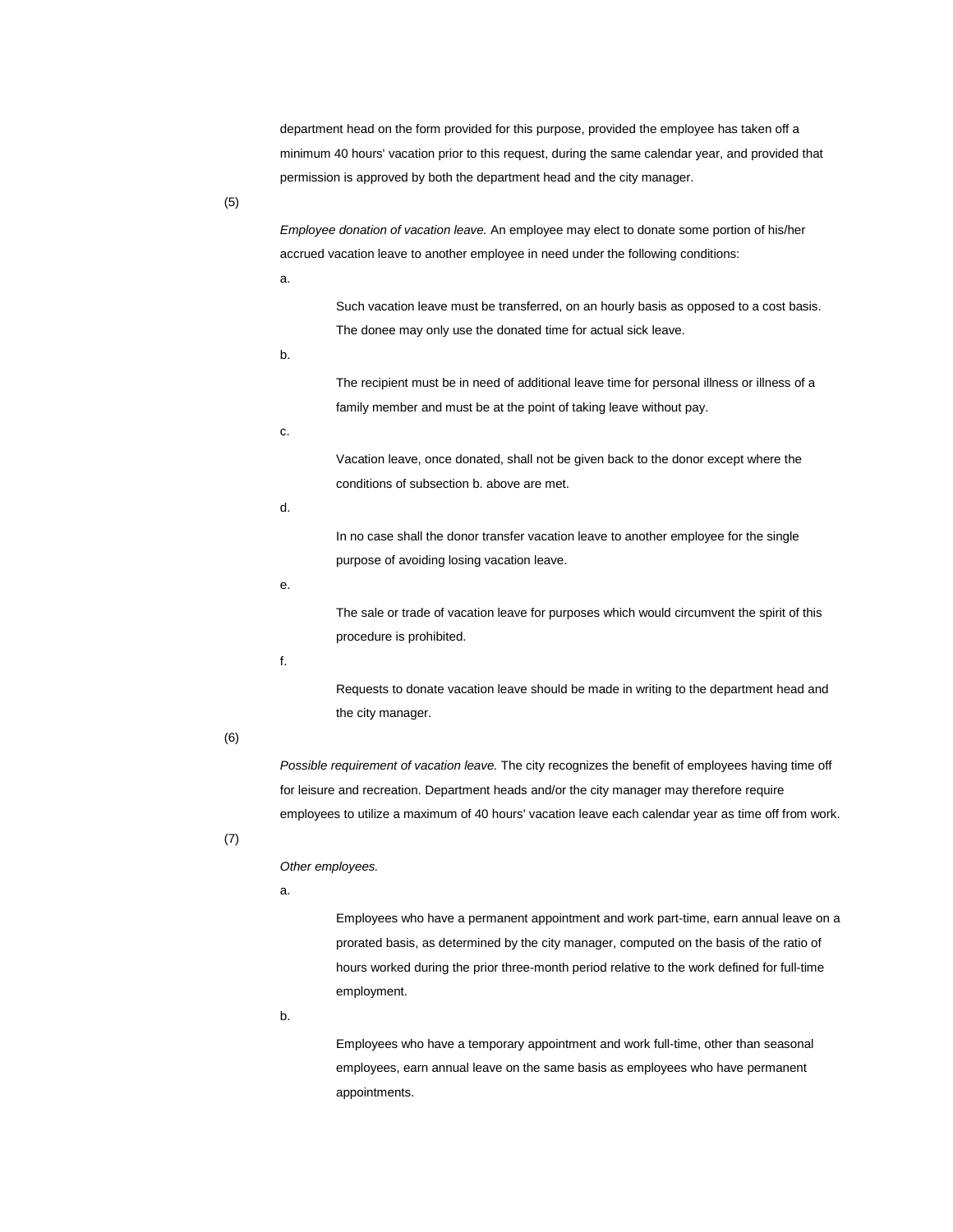department head on the form provided for this purpose, provided the employee has taken off a minimum 40 hours' vacation prior to this request, during the same calendar year, and provided that permission is approved by both the department head and the city manager.

(5)

*Employee donation of vacation leave.* An employee may elect to donate some portion of his/her accrued vacation leave to another employee in need under the following conditions:

a.

Such vacation leave must be transferred, on an hourly basis as opposed to a cost basis. The donee may only use the donated time for actual sick leave.

b.

The recipient must be in need of additional leave time for personal illness or illness of a family member and must be at the point of taking leave without pay.

c.

Vacation leave, once donated, shall not be given back to the donor except where the conditions of subsection b. above are met.

d.

In no case shall the donor transfer vacation leave to another employee for the single purpose of avoiding losing vacation leave.

e.

The sale or trade of vacation leave for purposes which would circumvent the spirit of this procedure is prohibited.

f.

Requests to donate vacation leave should be made in writing to the department head and the city manager.

(6)

*Possible requirement of vacation leave.* The city recognizes the benefit of employees having time off for leisure and recreation. Department heads and/or the city manager may therefore require employees to utilize a maximum of 40 hours' vacation leave each calendar year as time off from work.

(7)

*Other employees.*

a.

Employees who have a permanent appointment and work part-time, earn annual leave on a prorated basis, as determined by the city manager, computed on the basis of the ratio of hours worked during the prior three-month period relative to the work defined for full-time employment.

b.

Employees who have a temporary appointment and work full-time, other than seasonal employees, earn annual leave on the same basis as employees who have permanent appointments.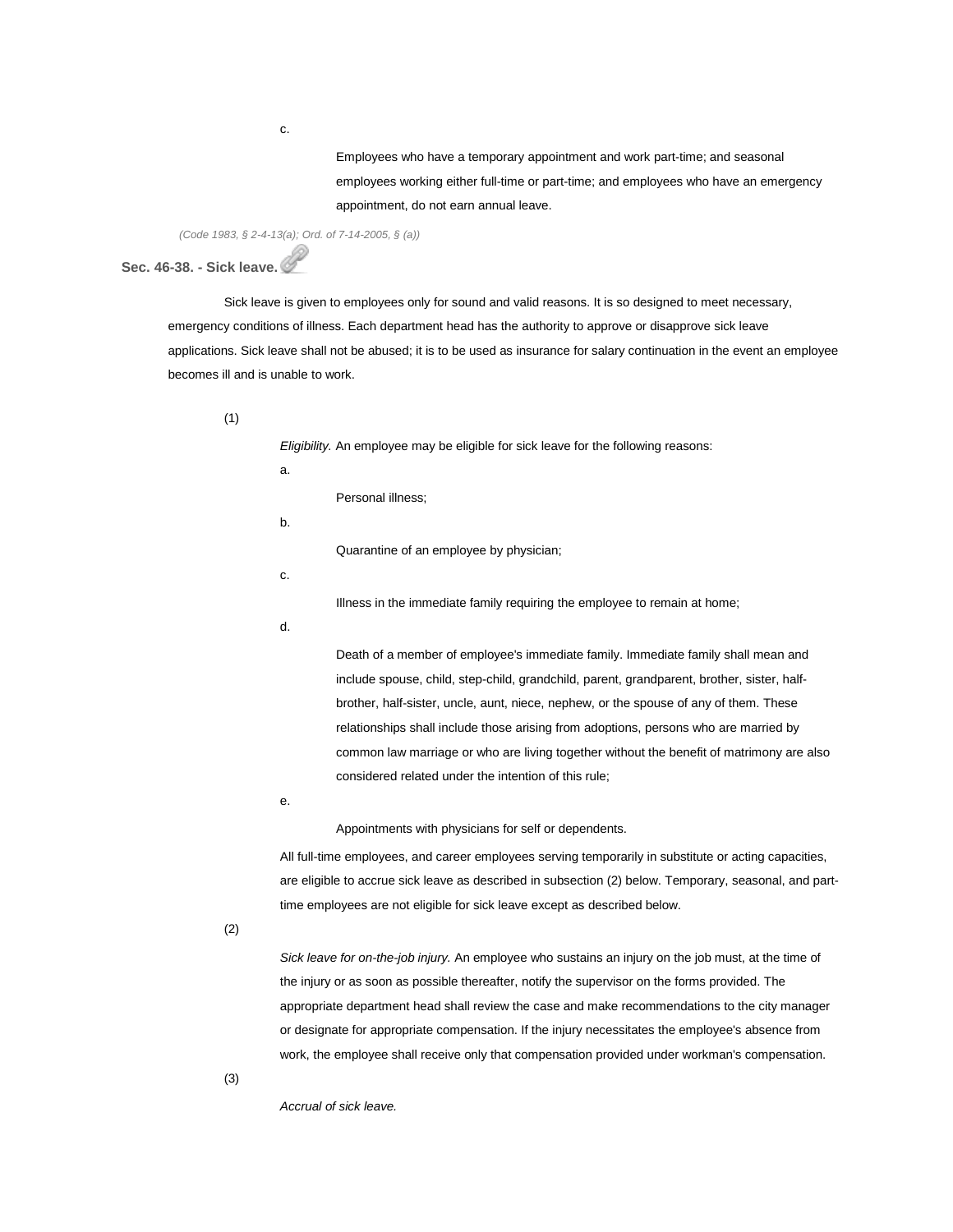c. Employees who have a temporary appointment and work part-time; and seasonal employees working either full-time or part-time; and employees who have an emergency appointment, do not earn annual leave.

*(Code 1983, § 2-4-13(a); Ord. of 7-14-2005, § (a))*

### Sec. 46-38. - Sick leave.

Sick leave is given to employees only for sound and valid reasons. It is so designed to meet necessary, emergency conditions of illness. Each department head has the authority to approve or disapprove sick leave applications. Sick leave shall not be abused; it is to be used as insurance for salary continuation in the event an employee becomes ill and is unable to work.

(1) *Eligibility.* An employee may be eligible for sick leave for the following reasons:

a. Personal illness;

b. Quarantine of an employee by physician;

c. Illness in the immediate family requiring the employee to remain at home;

d. Death of a member of employee's immediate family. Immediate family shall mean and include spouse, child, step-child, grandchild, parent, grandparent, brother, sister, half-brother, half-sister, uncle, aunt, niece, nephew, or the spouse of any of them. These relationships shall include those arising from adoptions, persons who are married by common law marriage or who are living together without the benefit of matrimony are also considered related under the intention of this rule;

e. Appointments with physicians for self or dependents.

All full-time employees, and career employees serving temporarily in substitute or acting capacities, are eligible to accrue sick leave as described in subsection (2) below. Temporary, seasonal, and part-time employees are not eligible for sick leave except as described below.

(2) *Sick leave for on-the-job injury.* An employee who sustains an injury on the job must, at the time of the injury or as soon as possible thereafter, notify the supervisor on the forms provided. The appropriate department head shall review the case and make recommendations to the city manager or designate for appropriate compensation. If the injury necessitates the employee's absence from work, the employee shall receive only that compensation provided under workman's compensation.

(3) *Accrual of sick leave.*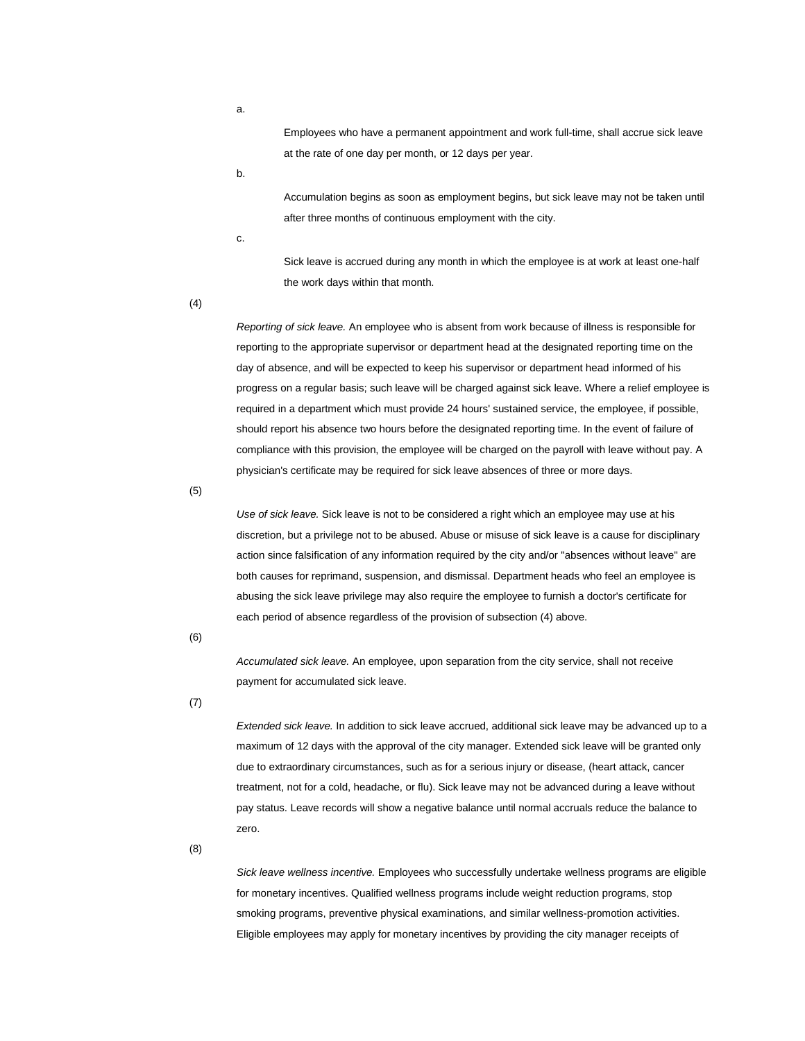a. Employees who have a permanent appointment and work full-time, shall accrue sick leave at the rate of one day per month, or 12 days per year.

b. Accumulation begins as soon as employment begins, but sick leave may not be taken until after three months of continuous employment with the city.

c. Sick leave is accrued during any month in which the employee is at work at least one-half the work days within that month.

(4) *Reporting of sick leave.* An employee who is absent from work because of illness is responsible for reporting to the appropriate supervisor or department head at the designated reporting time on the day of absence, and will be expected to keep his supervisor or department head informed of his progress on a regular basis; such leave will be charged against sick leave. Where a relief employee is required in a department which must provide 24 hours' sustained service, the employee, if possible, should report his absence two hours before the designated reporting time. In the event of failure of compliance with this provision, the employee will be charged on the payroll with leave without pay. A physician's certificate may be required for sick leave absences of three or more days.

(5) *Use of sick leave.* Sick leave is not to be considered a right which an employee may use at his discretion, but a privilege not to be abused. Abuse or misuse of sick leave is a cause for disciplinary action since falsification of any information required by the city and/or "absences without leave" are both causes for reprimand, suspension, and dismissal. Department heads who feel an employee is abusing the sick leave privilege may also require the employee to furnish a doctor's certificate for each period of absence regardless of the provision of subsection (4) above.

(6) *Accumulated sick leave.* An employee, upon separation from the city service, shall not receive payment for accumulated sick leave.

(7) *Extended sick leave.* In addition to sick leave accrued, additional sick leave may be advanced up to a maximum of 12 days with the approval of the city manager. Extended sick leave will be granted only due to extraordinary circumstances, such as for a serious injury or disease, (heart attack, cancer treatment, not for a cold, headache, or flu). Sick leave may not be advanced during a leave without pay status. Leave records will show a negative balance until normal accruals reduce the balance to zero.

(8) *Sick leave wellness incentive.* Employees who successfully undertake wellness programs are eligible for monetary incentives. Qualified wellness programs include weight reduction programs, stop smoking programs, preventive physical examinations, and similar wellness-promotion activities. Eligible employees may apply for monetary incentives by providing the city manager receipts of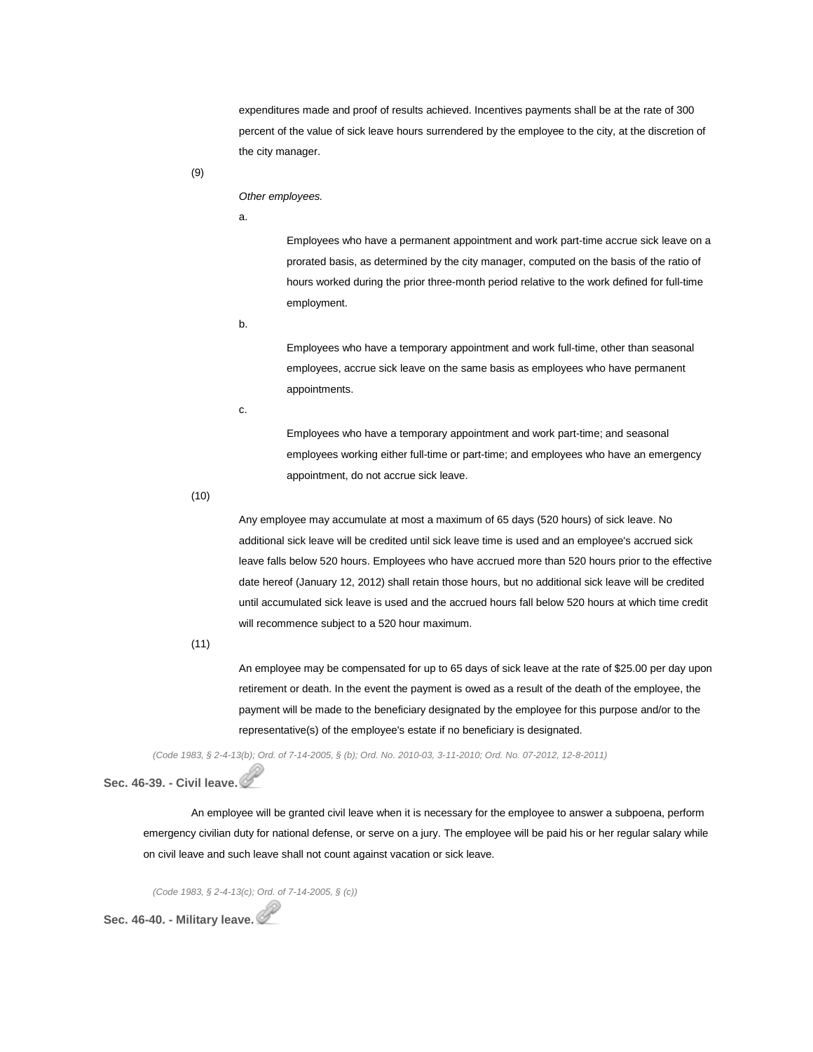expenditures made and proof of results achieved. Incentives payments shall be at the rate of 300 percent of the value of sick leave hours surrendered by the employee to the city, at the discretion of the city manager.

(9)

*Other employees.*

a.

Employees who have a permanent appointment and work part-time accrue sick leave on a prorated basis, as determined by the city manager, computed on the basis of the ratio of hours worked during the prior three-month period relative to the work defined for full-time employment.

b.

Employees who have a temporary appointment and work full-time, other than seasonal employees, accrue sick leave on the same basis as employees who have permanent appointments.

c.

Employees who have a temporary appointment and work part-time; and seasonal employees working either full-time or part-time; and employees who have an emergency appointment, do not accrue sick leave.

(10)

Any employee may accumulate at most a maximum of 65 days (520 hours) of sick leave. No additional sick leave will be credited until sick leave time is used and an employee's accrued sick leave falls below 520 hours. Employees who have accrued more than 520 hours prior to the effective date hereof (January 12, 2012) shall retain those hours, but no additional sick leave will be credited until accumulated sick leave is used and the accrued hours fall below 520 hours at which time credit will recommence subject to a 520 hour maximum.

(11)

An employee may be compensated for up to 65 days of sick leave at the rate of $25.00 per day upon retirement or death. In the event the payment is owed as a result of the death of the employee, the payment will be made to the beneficiary designated by the employee for this purpose and/or to the representative(s) of the employee's estate if no beneficiary is designated.

*(Code 1983, § 2-4-13(b); Ord. of 7-14-2005, § (b); Ord. No. 2010-03, 3-11-2010; Ord. No. 07-2012, 12-8-2011)*

**Sec. 46-39. - Civil leave.**

An employee will be granted civil leave when it is necessary for the employee to answer a subpoena, perform emergency civilian duty for national defense, or serve on a jury. The employee will be paid his or her regular salary while on civil leave and such leave shall not count against vacation or sick leave.

*(Code 1983, § 2-4-13(c); Ord. of 7-14-2005, § (c))*

**Sec. 46-40. - Military leave.**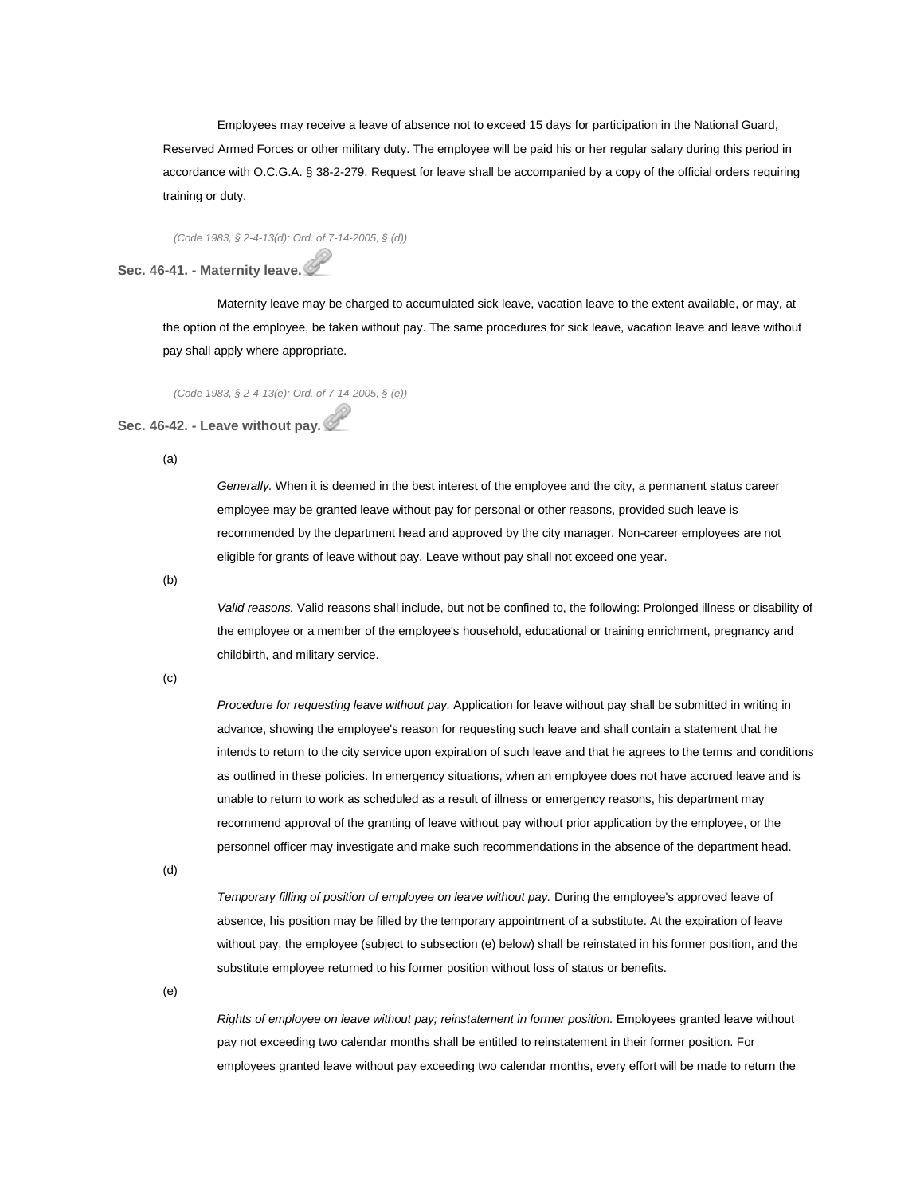Employees may receive a leave of absence not to exceed 15 days for participation in the National Guard, Reserved Armed Forces or other military duty. The employee will be paid his or her regular salary during this period in accordance with O.C.G.A. § 38-2-279. Request for leave shall be accompanied by a copy of the official orders requiring training or duty.

*(Code 1983, § 2-4-13(d); Ord. of 7-14-2005, § (d))*

### Sec. 46-41. - Maternity leave.

Maternity leave may be charged to accumulated sick leave, vacation leave to the extent available, or may, at the option of the employee, be taken without pay. The same procedures for sick leave, vacation leave and leave without pay shall apply where appropriate.

*(Code 1983, § 2-4-13(e); Ord. of 7-14-2005, § (e))*

### Sec. 46-42. - Leave without pay.

(a)

*Generally.* When it is deemed in the best interest of the employee and the city, a permanent status career employee may be granted leave without pay for personal or other reasons, provided such leave is recommended by the department head and approved by the city manager. Non-career employees are not eligible for grants of leave without pay. Leave without pay shall not exceed one year.

(b)

*Valid reasons.* Valid reasons shall include, but not be confined to, the following: Prolonged illness or disability of the employee or a member of the employee's household, educational or training enrichment, pregnancy and childbirth, and military service.

(c)

*Procedure for requesting leave without pay.* Application for leave without pay shall be submitted in writing in advance, showing the employee's reason for requesting such leave and shall contain a statement that he intends to return to the city service upon expiration of such leave and that he agrees to the terms and conditions as outlined in these policies. In emergency situations, when an employee does not have accrued leave and is unable to return to work as scheduled as a result of illness or emergency reasons, his department may recommend approval of the granting of leave without pay without prior application by the employee, or the personnel officer may investigate and make such recommendations in the absence of the department head.

(d)

*Temporary filling of position of employee on leave without pay.* During the employee's approved leave of absence, his position may be filled by the temporary appointment of a substitute. At the expiration of leave without pay, the employee (subject to subsection (e) below) shall be reinstated in his former position, and the substitute employee returned to his former position without loss of status or benefits.

(e)

*Rights of employee on leave without pay; reinstatement in former position.* Employees granted leave without pay not exceeding two calendar months shall be entitled to reinstatement in their former position. For employees granted leave without pay exceeding two calendar months, every effort will be made to return the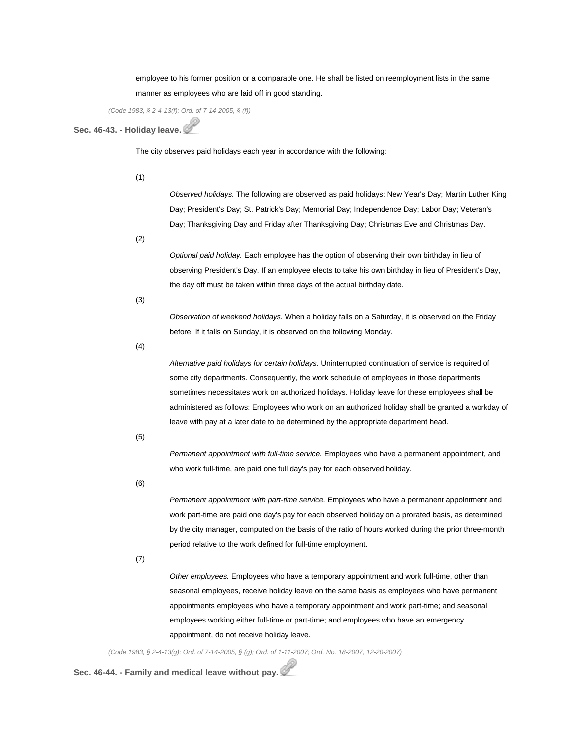employee to his former position or a comparable one. He shall be listed on reemployment lists in the same manner as employees who are laid off in good standing.

*(Code 1983, § 2-4-13(f); Ord. of 7-14-2005, § (f))*

### Sec. 46-43. - Holiday leave.

The city observes paid holidays each year in accordance with the following:

(1) *Observed holidays.* The following are observed as paid holidays: New Year's Day; Martin Luther King Day; President's Day; St. Patrick's Day; Memorial Day; Independence Day; Labor Day; Veteran's Day; Thanksgiving Day and Friday after Thanksgiving Day; Christmas Eve and Christmas Day.

(2) *Optional paid holiday.* Each employee has the option of observing their own birthday in lieu of observing President's Day. If an employee elects to take his own birthday in lieu of President's Day, the day off must be taken within three days of the actual birthday date.

(3) *Observation of weekend holidays.* When a holiday falls on a Saturday, it is observed on the Friday before. If it falls on Sunday, it is observed on the following Monday.

(4) *Alternative paid holidays for certain holidays.* Uninterrupted continuation of service is required of some city departments. Consequently, the work schedule of employees in those departments sometimes necessitates work on authorized holidays. Holiday leave for these employees shall be administered as follows: Employees who work on an authorized holiday shall be granted a workday of leave with pay at a later date to be determined by the appropriate department head.

(5) *Permanent appointment with full-time service.* Employees who have a permanent appointment, and who work full-time, are paid one full day's pay for each observed holiday.

(6) *Permanent appointment with part-time service.* Employees who have a permanent appointment and work part-time are paid one day's pay for each observed holiday on a prorated basis, as determined by the city manager, computed on the basis of the ratio of hours worked during the prior three-month period relative to the work defined for full-time employment.

(7) *Other employees.* Employees who have a temporary appointment and work full-time, other than seasonal employees, receive holiday leave on the same basis as employees who have permanent appointments employees who have a temporary appointment and work part-time; and seasonal employees working either full-time or part-time; and employees who have an emergency appointment, do not receive holiday leave.

*(Code 1983, § 2-4-13(g); Ord. of 7-14-2005, § (g); Ord. of 1-11-2007; Ord. No. 18-2007, 12-20-2007)*

### Sec. 46-44. - Family and medical leave without pay.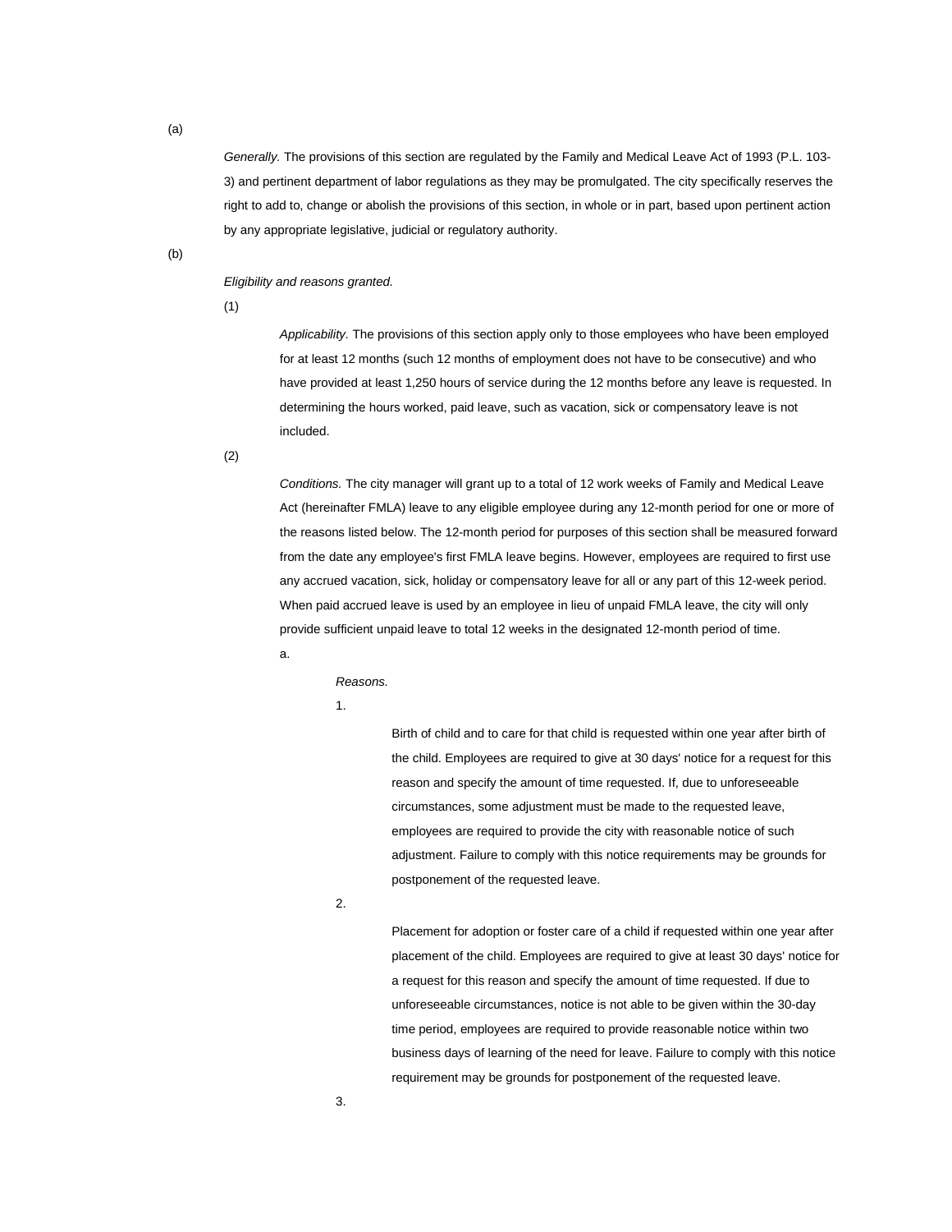(a)

*Generally.* The provisions of this section are regulated by the Family and Medical Leave Act of 1993 (P.L. 103-3) and pertinent department of labor regulations as they may be promulgated. The city specifically reserves the right to add to, change or abolish the provisions of this section, in whole or in part, based upon pertinent action by any appropriate legislative, judicial or regulatory authority.

(b)

*Eligibility and reasons granted.*

(1)

*Applicability.* The provisions of this section apply only to those employees who have been employed for at least 12 months (such 12 months of employment does not have to be consecutive) and who have provided at least 1,250 hours of service during the 12 months before any leave is requested. In determining the hours worked, paid leave, such as vacation, sick or compensatory leave is not included.

(2)

*Conditions.* The city manager will grant up to a total of 12 work weeks of Family and Medical Leave Act (hereinafter FMLA) leave to any eligible employee during any 12-month period for one or more of the reasons listed below. The 12-month period for purposes of this section shall be measured forward from the date any employee's first FMLA leave begins. However, employees are required to first use any accrued vacation, sick, holiday or compensatory leave for all or any part of this 12-week period. When paid accrued leave is used by an employee in lieu of unpaid FMLA leave, the city will only provide sufficient unpaid leave to total 12 weeks in the designated 12-month period of time.

a.

*Reasons.*

1.

Birth of child and to care for that child is requested within one year after birth of the child. Employees are required to give at 30 days' notice for a request for this reason and specify the amount of time requested. If, due to unforeseeable circumstances, some adjustment must be made to the requested leave, employees are required to provide the city with reasonable notice of such adjustment. Failure to comply with this notice requirements may be grounds for postponement of the requested leave.

2.

Placement for adoption or foster care of a child if requested within one year after placement of the child. Employees are required to give at least 30 days' notice for a request for this reason and specify the amount of time requested. If due to unforeseeable circumstances, notice is not able to be given within the 30-day time period, employees are required to provide reasonable notice within two business days of learning of the need for leave. Failure to comply with this notice requirement may be grounds for postponement of the requested leave.

3.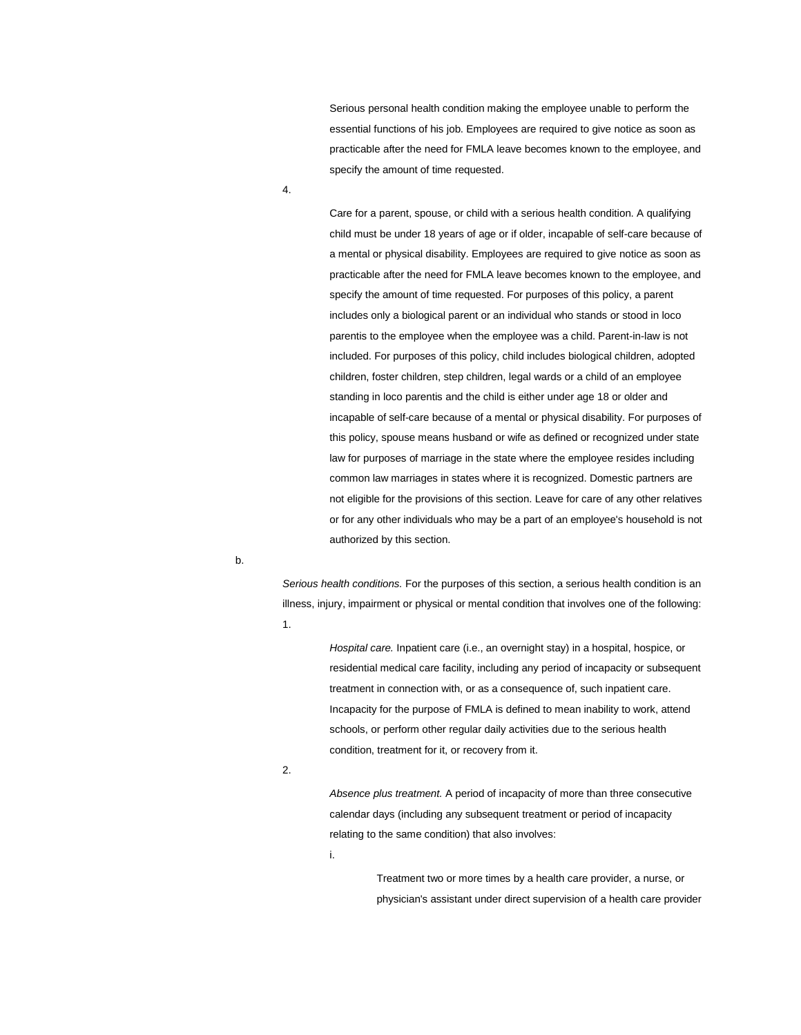Serious personal health condition making the employee unable to perform the essential functions of his job. Employees are required to give notice as soon as practicable after the need for FMLA leave becomes known to the employee, and specify the amount of time requested.

4.

Care for a parent, spouse, or child with a serious health condition. A qualifying child must be under 18 years of age or if older, incapable of self-care because of a mental or physical disability. Employees are required to give notice as soon as practicable after the need for FMLA leave becomes known to the employee, and specify the amount of time requested. For purposes of this policy, a parent includes only a biological parent or an individual who stands or stood in loco parentis to the employee when the employee was a child. Parent-in-law is not included. For purposes of this policy, child includes biological children, adopted children, foster children, step children, legal wards or a child of an employee standing in loco parentis and the child is either under age 18 or older and incapable of self-care because of a mental or physical disability. For purposes of this policy, spouse means husband or wife as defined or recognized under state law for purposes of marriage in the state where the employee resides including common law marriages in states where it is recognized. Domestic partners are not eligible for the provisions of this section. Leave for care of any other relatives or for any other individuals who may be a part of an employee's household is not authorized by this section.

b.

*Serious health conditions.* For the purposes of this section, a serious health condition is an illness, injury, impairment or physical or mental condition that involves one of the following:

1.

*Hospital care.* Inpatient care (i.e., an overnight stay) in a hospital, hospice, or residential medical care facility, including any period of incapacity or subsequent treatment in connection with, or as a consequence of, such inpatient care. Incapacity for the purpose of FMLA is defined to mean inability to work, attend schools, or perform other regular daily activities due to the serious health condition, treatment for it, or recovery from it.

2.

*Absence plus treatment.* A period of incapacity of more than three consecutive calendar days (including any subsequent treatment or period of incapacity relating to the same condition) that also involves:

i.

Treatment two or more times by a health care provider, a nurse, or physician's assistant under direct supervision of a health care provider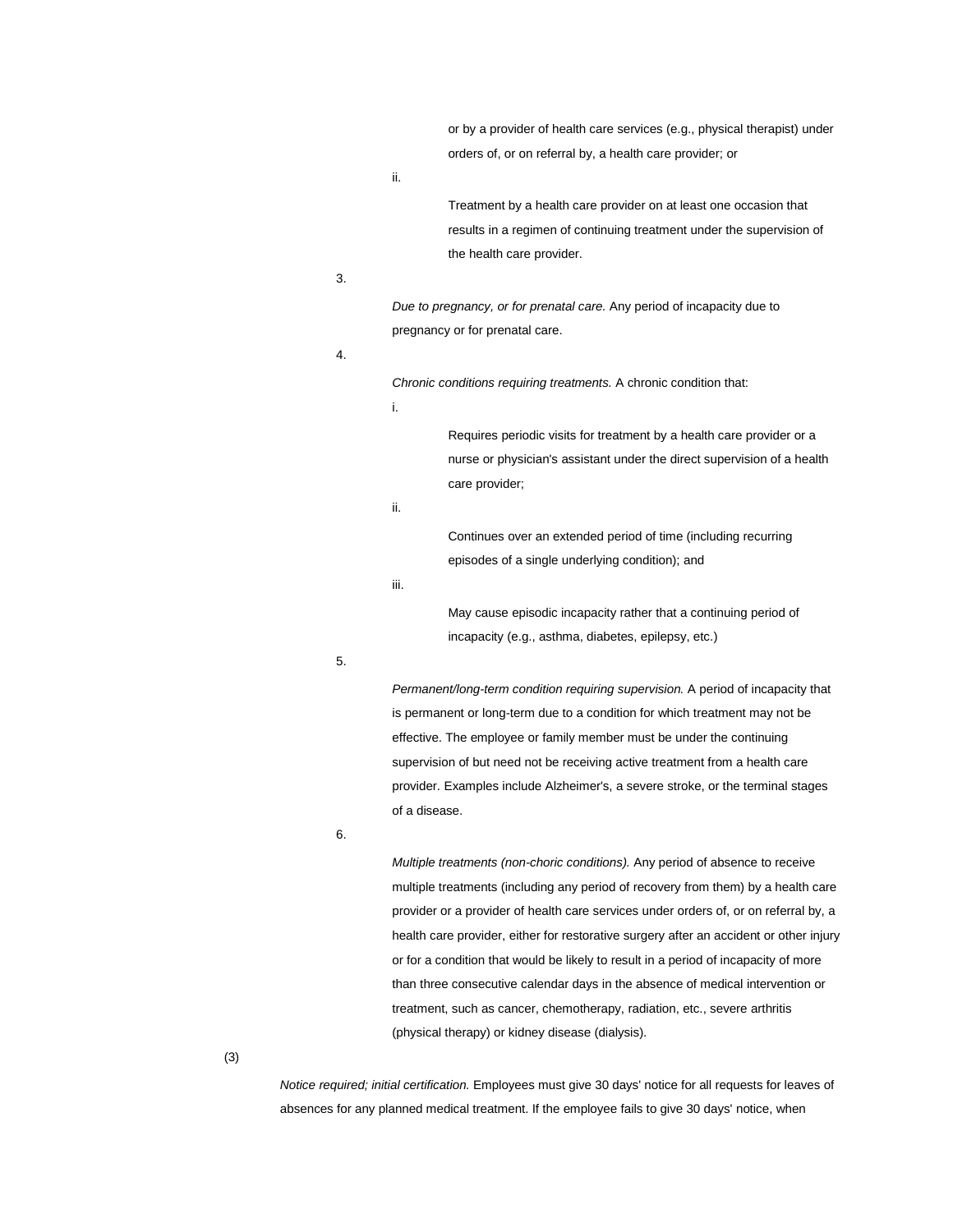or by a provider of health care services (e.g., physical therapist) under orders of, or on referral by, a health care provider; or

ii. Treatment by a health care provider on at least one occasion that results in a regimen of continuing treatment under the supervision of the health care provider.

3. *Due to pregnancy, or for prenatal care.* Any period of incapacity due to pregnancy or for prenatal care.

4. *Chronic conditions requiring treatments.* A chronic condition that:

   i. Requires periodic visits for treatment by a health care provider or a nurse or physician's assistant under the direct supervision of a health care provider;

   ii. Continues over an extended period of time (including recurring episodes of a single underlying condition); and

   iii. May cause episodic incapacity rather that a continuing period of incapacity (e.g., asthma, diabetes, epilepsy, etc.)

5. *Permanent/long-term condition requiring supervision.* A period of incapacity that is permanent or long-term due to a condition for which treatment may not be effective. The employee or family member must be under the continuing supervision of but need not be receiving active treatment from a health care provider. Examples include Alzheimer's, a severe stroke, or the terminal stages of a disease.

6. *Multiple treatments (non-choric conditions).* Any period of absence to receive multiple treatments (including any period of recovery from them) by a health care provider or a provider of health care services under orders of, or on referral by, a health care provider, either for restorative surgery after an accident or other injury or for a condition that would be likely to result in a period of incapacity of more than three consecutive calendar days in the absence of medical intervention or treatment, such as cancer, chemotherapy, radiation, etc., severe arthritis (physical therapy) or kidney disease (dialysis).

(3) *Notice required; initial certification.* Employees must give 30 days' notice for all requests for leaves of absences for any planned medical treatment. If the employee fails to give 30 days' notice, when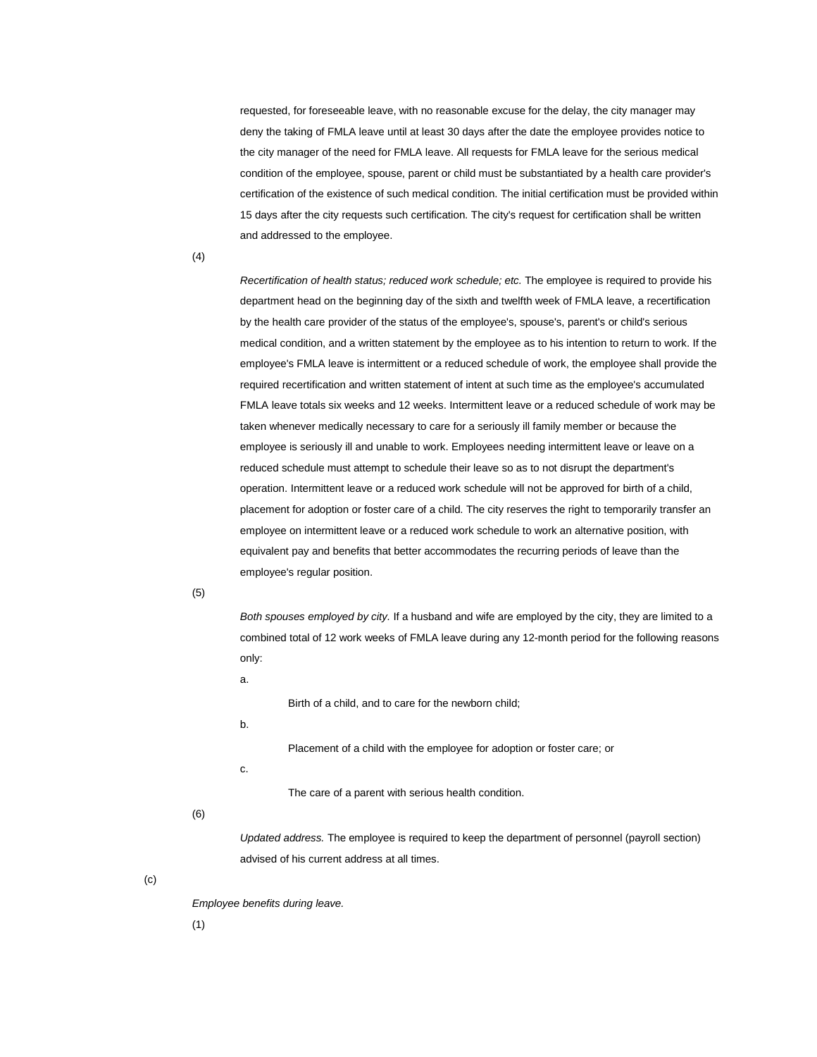requested, for foreseeable leave, with no reasonable excuse for the delay, the city manager may deny the taking of FMLA leave until at least 30 days after the date the employee provides notice to the city manager of the need for FMLA leave. All requests for FMLA leave for the serious medical condition of the employee, spouse, parent or child must be substantiated by a health care provider's certification of the existence of such medical condition. The initial certification must be provided within 15 days after the city requests such certification. The city's request for certification shall be written and addressed to the employee.

(4)

*Recertification of health status; reduced work schedule; etc.* The employee is required to provide his department head on the beginning day of the sixth and twelfth week of FMLA leave, a recertification by the health care provider of the status of the employee's, spouse's, parent's or child's serious medical condition, and a written statement by the employee as to his intention to return to work. If the employee's FMLA leave is intermittent or a reduced schedule of work, the employee shall provide the required recertification and written statement of intent at such time as the employee's accumulated FMLA leave totals six weeks and 12 weeks. Intermittent leave or a reduced schedule of work may be taken whenever medically necessary to care for a seriously ill family member or because the employee is seriously ill and unable to work. Employees needing intermittent leave or leave on a reduced schedule must attempt to schedule their leave so as to not disrupt the department's operation. Intermittent leave or a reduced work schedule will not be approved for birth of a child, placement for adoption or foster care of a child. The city reserves the right to temporarily transfer an employee on intermittent leave or a reduced work schedule to work an alternative position, with equivalent pay and benefits that better accommodates the recurring periods of leave than the employee's regular position.

(5)

*Both spouses employed by city.* If a husband and wife are employed by the city, they are limited to a combined total of 12 work weeks of FMLA leave during any 12-month period for the following reasons only:

a.

Birth of a child, and to care for the newborn child;

b.

Placement of a child with the employee for adoption or foster care; or

c.

The care of a parent with serious health condition.

(6)

*Updated address.* The employee is required to keep the department of personnel (payroll section) advised of his current address at all times.

(c)

*Employee benefits during leave.*

(1)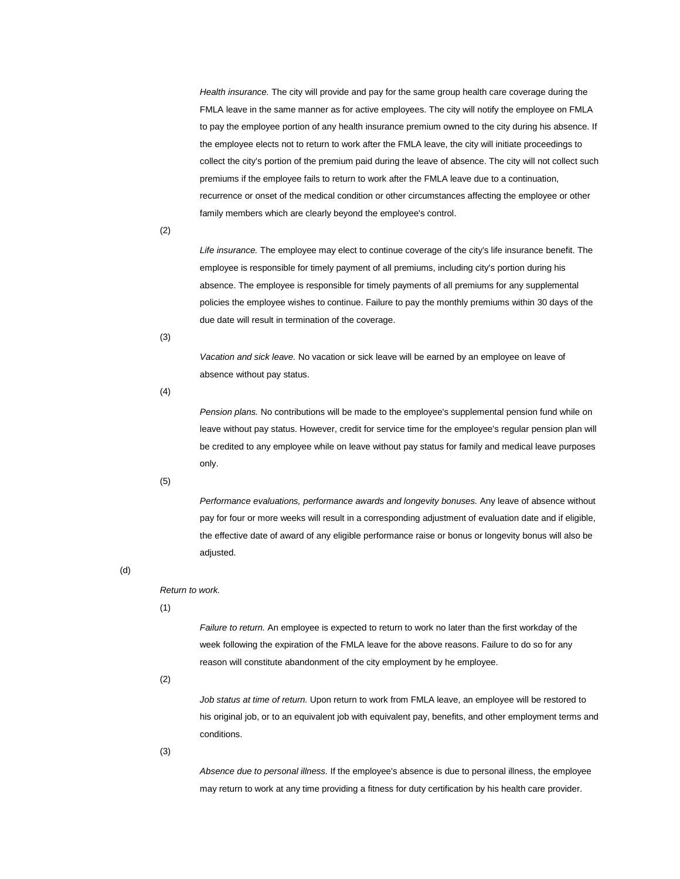*Health insurance.* The city will provide and pay for the same group health care coverage during the FMLA leave in the same manner as for active employees. The city will notify the employee on FMLA to pay the employee portion of any health insurance premium owned to the city during his absence. If the employee elects not to return to work after the FMLA leave, the city will initiate proceedings to collect the city's portion of the premium paid during the leave of absence. The city will not collect such premiums if the employee fails to return to work after the FMLA leave due to a continuation, recurrence or onset of the medical condition or other circumstances affecting the employee or other family members which are clearly beyond the employee's control.

(2)

*Life insurance.* The employee may elect to continue coverage of the city's life insurance benefit. The employee is responsible for timely payment of all premiums, including city's portion during his absence. The employee is responsible for timely payments of all premiums for any supplemental policies the employee wishes to continue. Failure to pay the monthly premiums within 30 days of the due date will result in termination of the coverage.

(3)

*Vacation and sick leave.* No vacation or sick leave will be earned by an employee on leave of absence without pay status.

(4)

*Pension plans.* No contributions will be made to the employee's supplemental pension fund while on leave without pay status. However, credit for service time for the employee's regular pension plan will be credited to any employee while on leave without pay status for family and medical leave purposes only.

(5)

*Performance evaluations, performance awards and longevity bonuses.* Any leave of absence without pay for four or more weeks will result in a corresponding adjustment of evaluation date and if eligible, the effective date of award of any eligible performance raise or bonus or longevity bonus will also be adjusted.

(d)

*Return to work.*

(1)

*Failure to return.* An employee is expected to return to work no later than the first workday of the week following the expiration of the FMLA leave for the above reasons. Failure to do so for any reason will constitute abandonment of the city employment by he employee.

(2)

*Job status at time of return.* Upon return to work from FMLA leave, an employee will be restored to his original job, or to an equivalent job with equivalent pay, benefits, and other employment terms and conditions.

(3)

*Absence due to personal illness.* If the employee's absence is due to personal illness, the employee may return to work at any time providing a fitness for duty certification by his health care provider.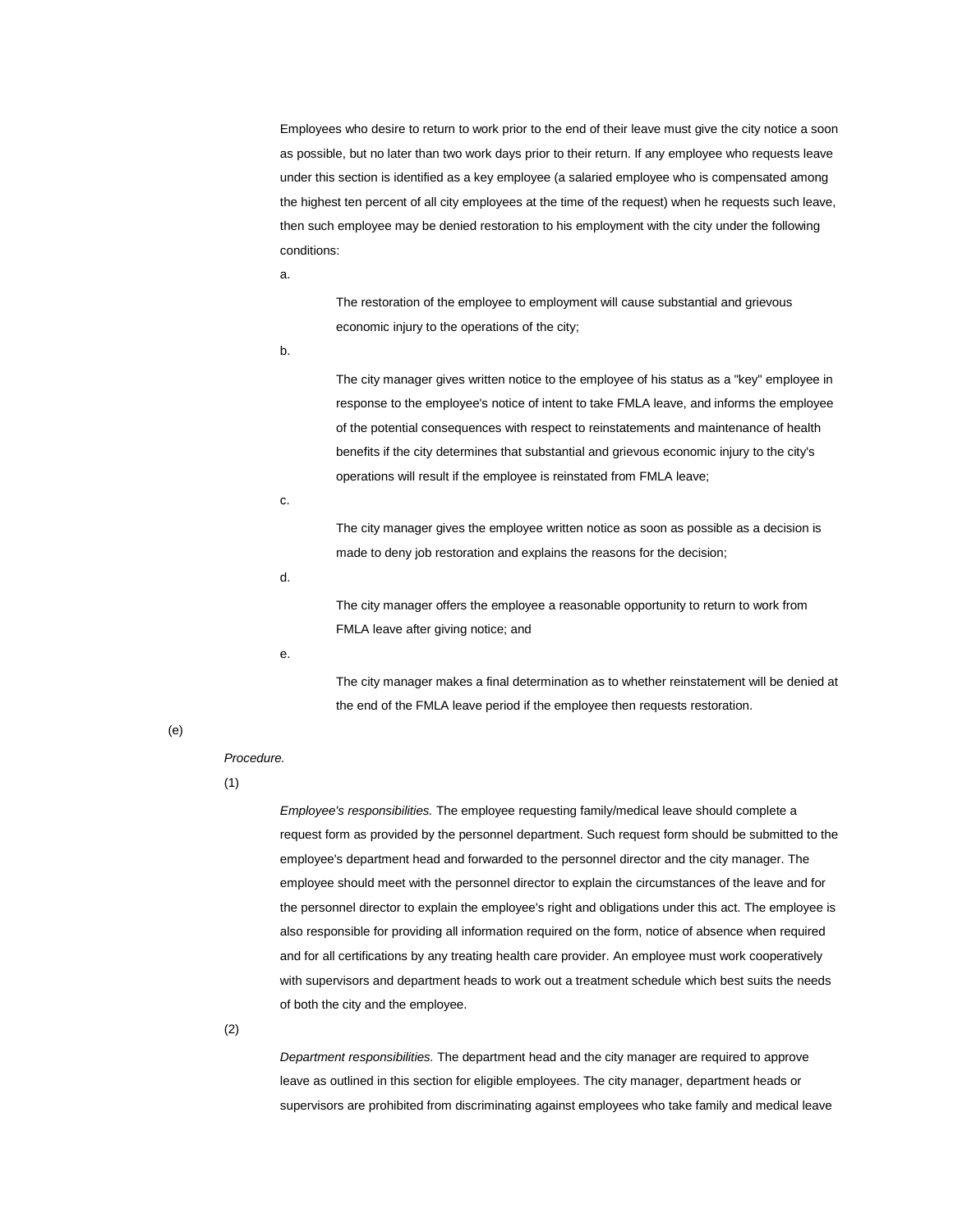Employees who desire to return to work prior to the end of their leave must give the city notice a soon as possible, but no later than two work days prior to their return. If any employee who requests leave under this section is identified as a key employee (a salaried employee who is compensated among the highest ten percent of all city employees at the time of the request) when he requests such leave, then such employee may be denied restoration to his employment with the city under the following conditions:

a.

The restoration of the employee to employment will cause substantial and grievous economic injury to the operations of the city;

b.

The city manager gives written notice to the employee of his status as a "key" employee in response to the employee's notice of intent to take FMLA leave, and informs the employee of the potential consequences with respect to reinstatements and maintenance of health benefits if the city determines that substantial and grievous economic injury to the city's operations will result if the employee is reinstated from FMLA leave;

c.

The city manager gives the employee written notice as soon as possible as a decision is made to deny job restoration and explains the reasons for the decision;

d.

The city manager offers the employee a reasonable opportunity to return to work from FMLA leave after giving notice; and

e.

The city manager makes a final determination as to whether reinstatement will be denied at the end of the FMLA leave period if the employee then requests restoration.

(e)

*Procedure.*

(1)

*Employee's responsibilities.* The employee requesting family/medical leave should complete a request form as provided by the personnel department. Such request form should be submitted to the employee's department head and forwarded to the personnel director and the city manager. The employee should meet with the personnel director to explain the circumstances of the leave and for the personnel director to explain the employee's right and obligations under this act. The employee is also responsible for providing all information required on the form, notice of absence when required and for all certifications by any treating health care provider. An employee must work cooperatively with supervisors and department heads to work out a treatment schedule which best suits the needs of both the city and the employee.

(2)

*Department responsibilities.* The department head and the city manager are required to approve leave as outlined in this section for eligible employees. The city manager, department heads or supervisors are prohibited from discriminating against employees who take family and medical leave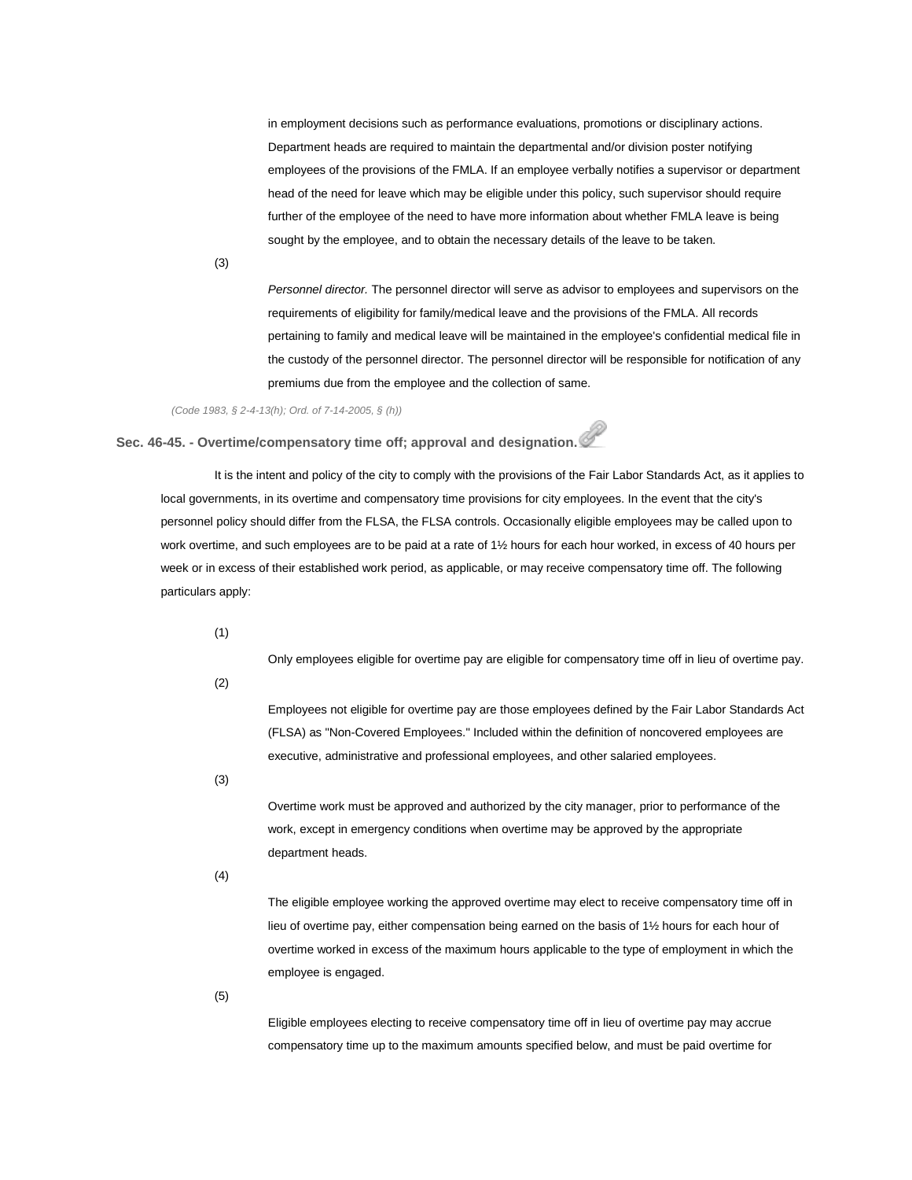in employment decisions such as performance evaluations, promotions or disciplinary actions. Department heads are required to maintain the departmental and/or division poster notifying employees of the provisions of the FMLA. If an employee verbally notifies a supervisor or department head of the need for leave which may be eligible under this policy, such supervisor should require further of the employee of the need to have more information about whether FMLA leave is being sought by the employee, and to obtain the necessary details of the leave to be taken.

(3) *Personnel director.* The personnel director will serve as advisor to employees and supervisors on the requirements of eligibility for family/medical leave and the provisions of the FMLA. All records pertaining to family and medical leave will be maintained in the employee's confidential medical file in the custody of the personnel director. The personnel director will be responsible for notification of any premiums due from the employee and the collection of same.

*(Code 1983, § 2-4-13(h); Ord. of 7-14-2005, § (h))*

### Sec. 46-45. - Overtime/compensatory time off; approval and designation.

It is the intent and policy of the city to comply with the provisions of the Fair Labor Standards Act, as it applies to local governments, in its overtime and compensatory time provisions for city employees. In the event that the city's personnel policy should differ from the FLSA, the FLSA controls. Occasionally eligible employees may be called upon to work overtime, and such employees are to be paid at a rate of 1½ hours for each hour worked, in excess of 40 hours per week or in excess of their established work period, as applicable, or may receive compensatory time off. The following particulars apply:

(1) Only employees eligible for overtime pay are eligible for compensatory time off in lieu of overtime pay.

(2) Employees not eligible for overtime pay are those employees defined by the Fair Labor Standards Act (FLSA) as "Non-Covered Employees." Included within the definition of noncovered employees are executive, administrative and professional employees, and other salaried employees.

(3) Overtime work must be approved and authorized by the city manager, prior to performance of the work, except in emergency conditions when overtime may be approved by the appropriate department heads.

(4) The eligible employee working the approved overtime may elect to receive compensatory time off in lieu of overtime pay, either compensation being earned on the basis of 1½ hours for each hour of overtime worked in excess of the maximum hours applicable to the type of employment in which the employee is engaged.

(5) Eligible employees electing to receive compensatory time off in lieu of overtime pay may accrue compensatory time up to the maximum amounts specified below, and must be paid overtime for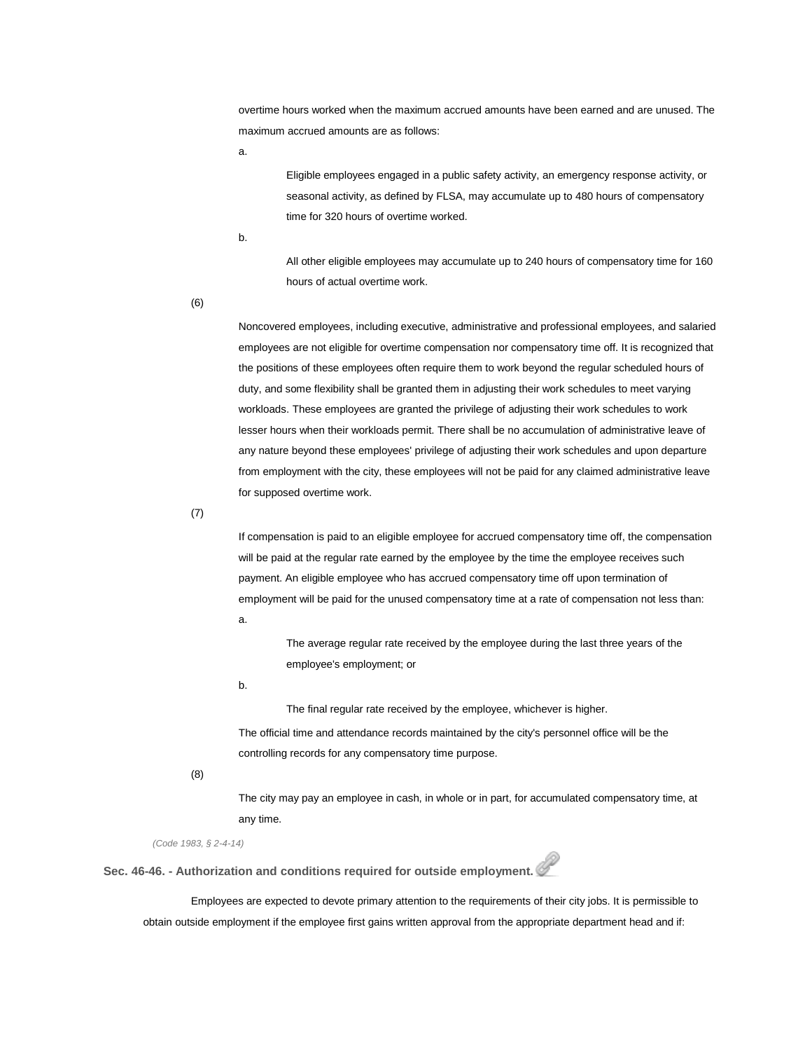overtime hours worked when the maximum accrued amounts have been earned and are unused. The maximum accrued amounts are as follows:

a.

Eligible employees engaged in a public safety activity, an emergency response activity, or seasonal activity, as defined by FLSA, may accumulate up to 480 hours of compensatory time for 320 hours of overtime worked.

b.

All other eligible employees may accumulate up to 240 hours of compensatory time for 160 hours of actual overtime work.

(6)

Noncovered employees, including executive, administrative and professional employees, and salaried employees are not eligible for overtime compensation nor compensatory time off. It is recognized that the positions of these employees often require them to work beyond the regular scheduled hours of duty, and some flexibility shall be granted them in adjusting their work schedules to meet varying workloads. These employees are granted the privilege of adjusting their work schedules to work lesser hours when their workloads permit. There shall be no accumulation of administrative leave of any nature beyond these employees' privilege of adjusting their work schedules and upon departure from employment with the city, these employees will not be paid for any claimed administrative leave for supposed overtime work.

(7)

If compensation is paid to an eligible employee for accrued compensatory time off, the compensation will be paid at the regular rate earned by the employee by the time the employee receives such payment. An eligible employee who has accrued compensatory time off upon termination of employment will be paid for the unused compensatory time at a rate of compensation not less than:

a.

The average regular rate received by the employee during the last three years of the employee's employment; or

b.

The final regular rate received by the employee, whichever is higher.

The official time and attendance records maintained by the city's personnel office will be the controlling records for any compensatory time purpose.

(8)

The city may pay an employee in cash, in whole or in part, for accumulated compensatory time, at any time.

*(Code 1983, § 2-4-14)*

### Sec. 46-46. - Authorization and conditions required for outside employment.

Employees are expected to devote primary attention to the requirements of their city jobs. It is permissible to obtain outside employment if the employee first gains written approval from the appropriate department head and if: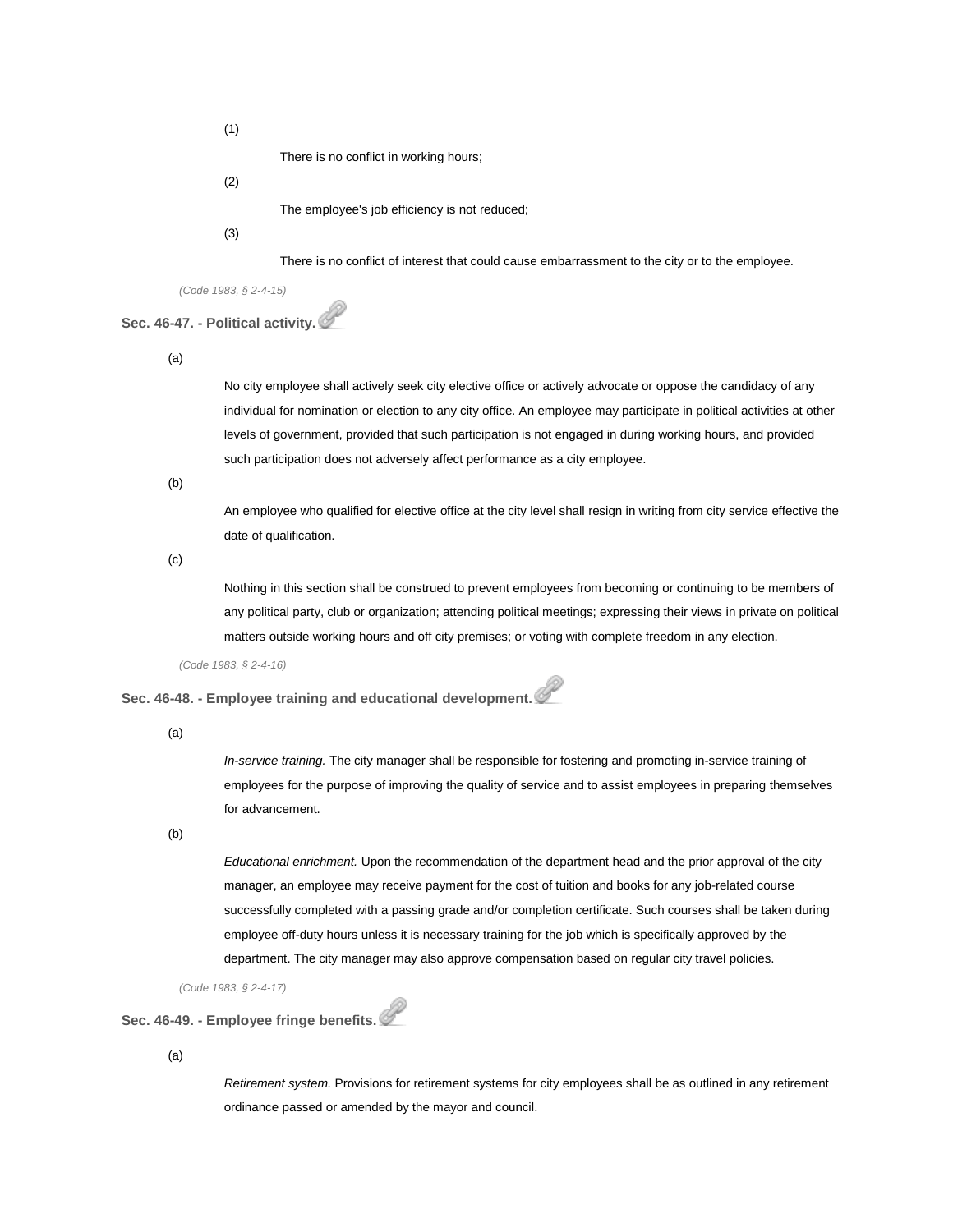(1) There is no conflict in working hours;

(2) The employee's job efficiency is not reduced;

(3) There is no conflict of interest that could cause embarrassment to the city or to the employee.

*(Code 1983, § 2-4-15)*

### Sec. 46-47. - Political activity.

(a) No city employee shall actively seek city elective office or actively advocate or oppose the candidacy of any individual for nomination or election to any city office. An employee may participate in political activities at other levels of government, provided that such participation is not engaged in during working hours, and provided such participation does not adversely affect performance as a city employee.

(b) An employee who qualified for elective office at the city level shall resign in writing from city service effective the date of qualification.

(c) Nothing in this section shall be construed to prevent employees from becoming or continuing to be members of any political party, club or organization; attending political meetings; expressing their views in private on political matters outside working hours and off city premises; or voting with complete freedom in any election.

*(Code 1983, § 2-4-16)*

### Sec. 46-48. - Employee training and educational development.

(a) *In-service training.* The city manager shall be responsible for fostering and promoting in-service training of employees for the purpose of improving the quality of service and to assist employees in preparing themselves for advancement.

(b) *Educational enrichment.* Upon the recommendation of the department head and the prior approval of the city manager, an employee may receive payment for the cost of tuition and books for any job-related course successfully completed with a passing grade and/or completion certificate. Such courses shall be taken during employee off-duty hours unless it is necessary training for the job which is specifically approved by the department. The city manager may also approve compensation based on regular city travel policies.

*(Code 1983, § 2-4-17)*

### Sec. 46-49. - Employee fringe benefits.

(a) *Retirement system.* Provisions for retirement systems for city employees shall be as outlined in any retirement ordinance passed or amended by the mayor and council.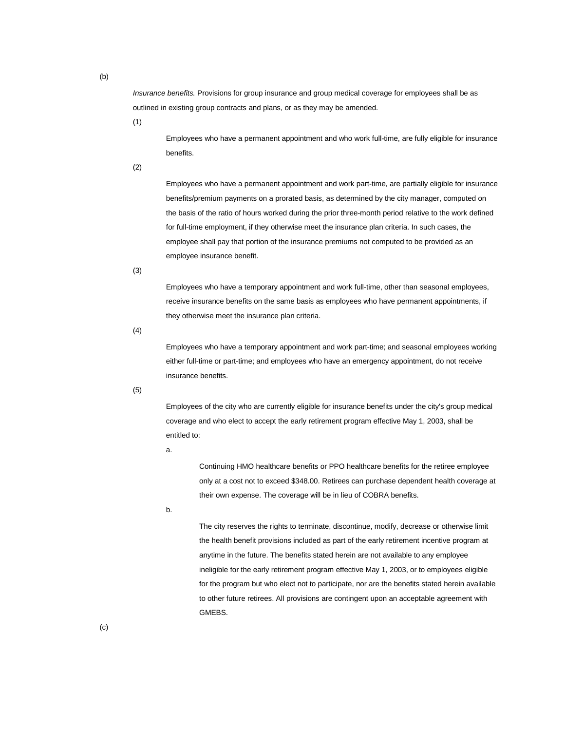(b)

*Insurance benefits.* Provisions for group insurance and group medical coverage for employees shall be as outlined in existing group contracts and plans, or as they may be amended.

(1)

Employees who have a permanent appointment and who work full-time, are fully eligible for insurance benefits.

(2)

Employees who have a permanent appointment and work part-time, are partially eligible for insurance benefits/premium payments on a prorated basis, as determined by the city manager, computed on the basis of the ratio of hours worked during the prior three-month period relative to the work defined for full-time employment, if they otherwise meet the insurance plan criteria. In such cases, the employee shall pay that portion of the insurance premiums not computed to be provided as an employee insurance benefit.

(3)

Employees who have a temporary appointment and work full-time, other than seasonal employees, receive insurance benefits on the same basis as employees who have permanent appointments, if they otherwise meet the insurance plan criteria.

(4)

Employees who have a temporary appointment and work part-time; and seasonal employees working either full-time or part-time; and employees who have an emergency appointment, do not receive insurance benefits.

(5)

Employees of the city who are currently eligible for insurance benefits under the city's group medical coverage and who elect to accept the early retirement program effective May 1, 2003, shall be entitled to:

a.

Continuing HMO healthcare benefits or PPO healthcare benefits for the retiree employee only at a cost not to exceed $348.00. Retirees can purchase dependent health coverage at their own expense. The coverage will be in lieu of COBRA benefits.

b.

The city reserves the rights to terminate, discontinue, modify, decrease or otherwise limit the health benefit provisions included as part of the early retirement incentive program at anytime in the future. The benefits stated herein are not available to any employee ineligible for the early retirement program effective May 1, 2003, or to employees eligible for the program but who elect not to participate, nor are the benefits stated herein available to other future retirees. All provisions are contingent upon an acceptable agreement with GMEBS.

(c)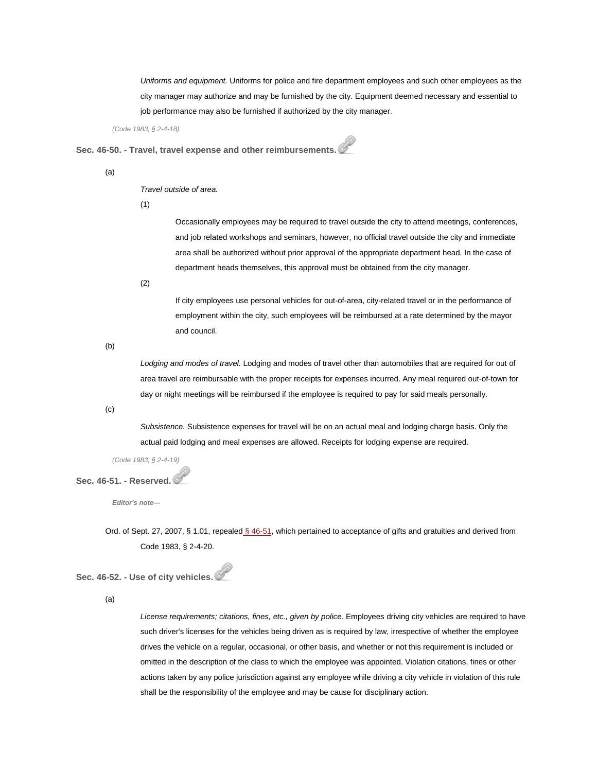*Uniforms and equipment.* Uniforms for police and fire department employees and such other employees as the city manager may authorize and may be furnished by the city. Equipment deemed necessary and essential to job performance may also be furnished if authorized by the city manager.

(Code 1983, § 2-4-18)

### Sec. 46-50. - Travel, travel expense and other reimbursements.

(a)

*Travel outside of area.*

(1)

Occasionally employees may be required to travel outside the city to attend meetings, conferences, and job related workshops and seminars, however, no official travel outside the city and immediate area shall be authorized without prior approval of the appropriate department head. In the case of department heads themselves, this approval must be obtained from the city manager.

(2)

If city employees use personal vehicles for out-of-area, city-related travel or in the performance of employment within the city, such employees will be reimbursed at a rate determined by the mayor and council.

(b)

*Lodging and modes of travel.* Lodging and modes of travel other than automobiles that are required for out of area travel are reimbursable with the proper receipts for expenses incurred. Any meal required out-of-town for day or night meetings will be reimbursed if the employee is required to pay for said meals personally.

(c)

*Subsistence.* Subsistence expenses for travel will be on an actual meal and lodging charge basis. Only the actual paid lodging and meal expenses are allowed. Receipts for lodging expense are required.

(Code 1983, § 2-4-19)

### Sec. 46-51. - Reserved.

***Editor's note—***

Ord. of Sept. 27, 2007, § 1.01, repealed § 46-51, which pertained to acceptance of gifts and gratuities and derived from Code 1983, § 2-4-20.

### Sec. 46-52. - Use of city vehicles.

(a)

*License requirements; citations, fines, etc., given by police.* Employees driving city vehicles are required to have such driver's licenses for the vehicles being driven as is required by law, irrespective of whether the employee drives the vehicle on a regular, occasional, or other basis, and whether or not this requirement is included or omitted in the description of the class to which the employee was appointed. Violation citations, fines or other actions taken by any police jurisdiction against any employee while driving a city vehicle in violation of this rule shall be the responsibility of the employee and may be cause for disciplinary action.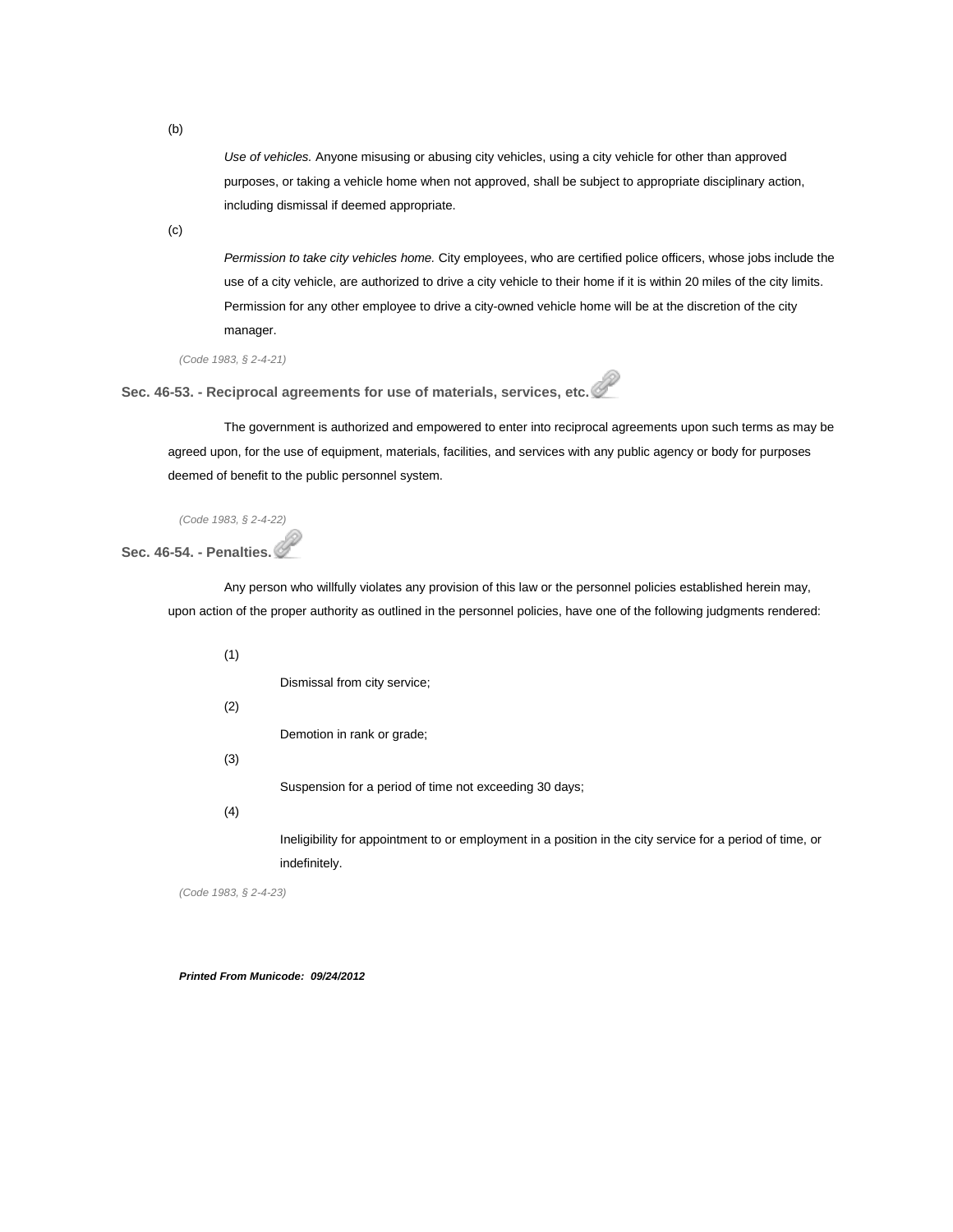(b)

*Use of vehicles.* Anyone misusing or abusing city vehicles, using a city vehicle for other than approved purposes, or taking a vehicle home when not approved, shall be subject to appropriate disciplinary action, including dismissal if deemed appropriate.

(c)

*Permission to take city vehicles home.* City employees, who are certified police officers, whose jobs include the use of a city vehicle, are authorized to drive a city vehicle to their home if it is within 20 miles of the city limits. Permission for any other employee to drive a city-owned vehicle home will be at the discretion of the city manager.

*(Code 1983, § 2-4-21)*

### Sec. 46-53. - Reciprocal agreements for use of materials, services, etc.

The government is authorized and empowered to enter into reciprocal agreements upon such terms as may be agreed upon, for the use of equipment, materials, facilities, and services with any public agency or body for purposes deemed of benefit to the public personnel system.

*(Code 1983, § 2-4-22)*

### Sec. 46-54. - Penalties.

Any person who willfully violates any provision of this law or the personnel policies established herein may, upon action of the proper authority as outlined in the personnel policies, have one of the following judgments rendered:

(1)

Dismissal from city service;

(2)

Demotion in rank or grade;

(3)

Suspension for a period of time not exceeding 30 days;

(4)

Ineligibility for appointment to or employment in a position in the city service for a period of time, or indefinitely.

*(Code 1983, § 2-4-23)*

***Printed From Municode: 09/24/2012***